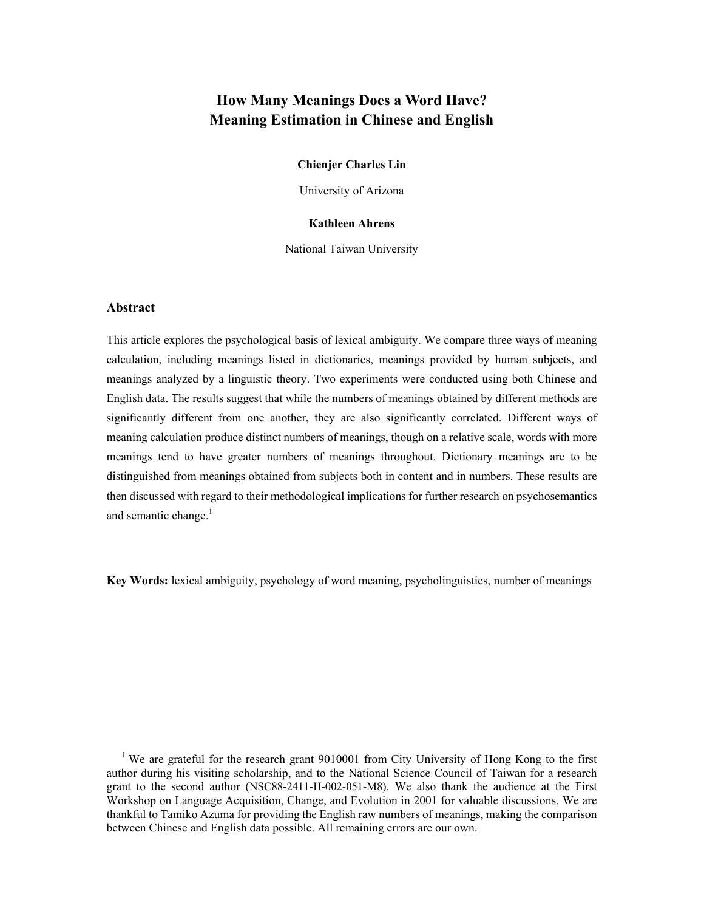# How Many Meanings Does a Word Have? Meaning Estimation in Chinese and English

**Chienjer Charles Lin**

University of Arizona

**Kathleen Ahrens**

National Taiwan University

## Abstract

This article explores the psychological basis of lexical ambiguity. We compare three ways of meaning calculation, including meanings listed in dictionaries, meanings provided by human subjects, and meanings analyzed by a linguistic theory. Two experiments were conducted using both Chinese and English data. The results suggest that while the numbers of meanings obtained by different methods are significantly different from one another, they are also significantly correlated. Different ways of meaning calculation produce distinct numbers of meanings, though on a relative scale, words with more meanings tend to have greater numbers of meanings throughout. Dictionary meanings are to be distinguished from meanings obtained from subjects both in content and in numbers. These results are then discussed with regard to their methodological implications for further research on psychosemantics and semantic change.[1]

**Key Words:** lexical ambiguity, psychology of word meaning, psycholinguistics, number of meanings

---

[1] We are grateful for the research grant 9010001 from City University of Hong Kong to the first author during his visiting scholarship, and to the National Science Council of Taiwan for a research grant to the second author (NSC88-2411-H-002-051-M8). We also thank the audience at the First Workshop on Language Acquisition, Change, and Evolution in 2001 for valuable discussions. We are thankful to Tamiko Azuma for providing the English raw numbers of meanings, making the comparison between Chinese and English data possible. All remaining errors are our own.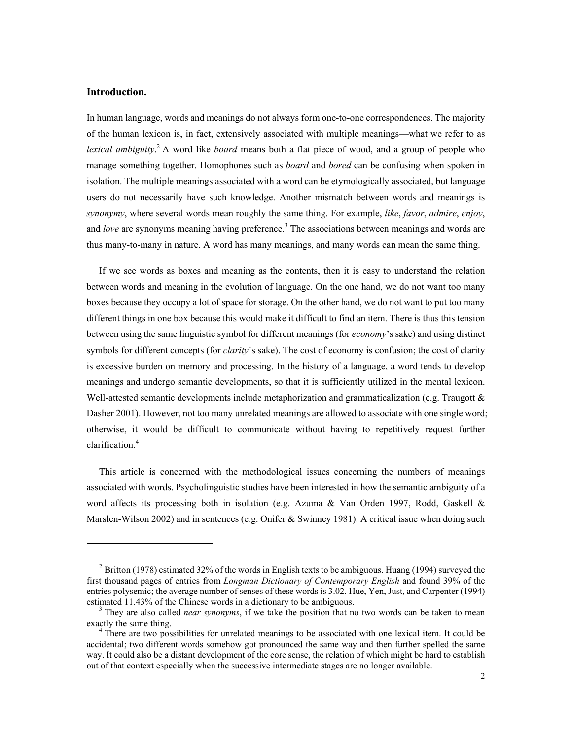## Introduction.

In human language, words and meanings do not always form one-to-one correspondences. The majority of the human lexicon is, in fact, extensively associated with multiple meanings—what we refer to as *lexical ambiguity*.[2] A word like *board* means both a flat piece of wood, and a group of people who manage something together. Homophones such as *board* and *bored* can be confusing when spoken in isolation. The multiple meanings associated with a word can be etymologically associated, but language users do not necessarily have such knowledge. Another mismatch between words and meanings is *synonymy*, where several words mean roughly the same thing. For example, *like*, *favor*, *admire*, *enjoy*, and *love* are synonyms meaning having preference.[3] The associations between meanings and words are thus many-to-many in nature. A word has many meanings, and many words can mean the same thing.

If we see words as boxes and meaning as the contents, then it is easy to understand the relation between words and meaning in the evolution of language. On the one hand, we do not want too many boxes because they occupy a lot of space for storage. On the other hand, we do not want to put too many different things in one box because this would make it difficult to find an item. There is thus this tension between using the same linguistic symbol for different meanings (for *economy*'s sake) and using distinct symbols for different concepts (for *clarity*'s sake). The cost of economy is confusion; the cost of clarity is excessive burden on memory and processing. In the history of a language, a word tends to develop meanings and undergo semantic developments, so that it is sufficiently utilized in the mental lexicon. Well-attested semantic developments include metaphorization and grammaticalization (e.g. Traugott & Dasher 2001). However, not too many unrelated meanings are allowed to associate with one single word; otherwise, it would be difficult to communicate without having to repetitively request further clarification.[4]

This article is concerned with the methodological issues concerning the numbers of meanings associated with words. Psycholinguistic studies have been interested in how the semantic ambiguity of a word affects its processing both in isolation (e.g. Azuma & Van Orden 1997, Rodd, Gaskell & Marslen-Wilson 2002) and in sentences (e.g. Onifer & Swinney 1981). A critical issue when doing such

---

[2] Britton (1978) estimated 32% of the words in English texts to be ambiguous. Huang (1994) surveyed the first thousand pages of entries from *Longman Dictionary of Contemporary English* and found 39% of the entries polysemic; the average number of senses of these words is 3.02. Hue, Yen, Just, and Carpenter (1994) estimated 11.43% of the Chinese words in a dictionary to be ambiguous.

[3] They are also called *near synonyms*, if we take the position that no two words can be taken to mean exactly the same thing.

[4] There are two possibilities for unrelated meanings to be associated with one lexical item. It could be accidental; two different words somehow got pronounced the same way and then further spelled the same way. It could also be a distant development of the core sense, the relation of which might be hard to establish out of that context especially when the successive intermediate stages are no longer available.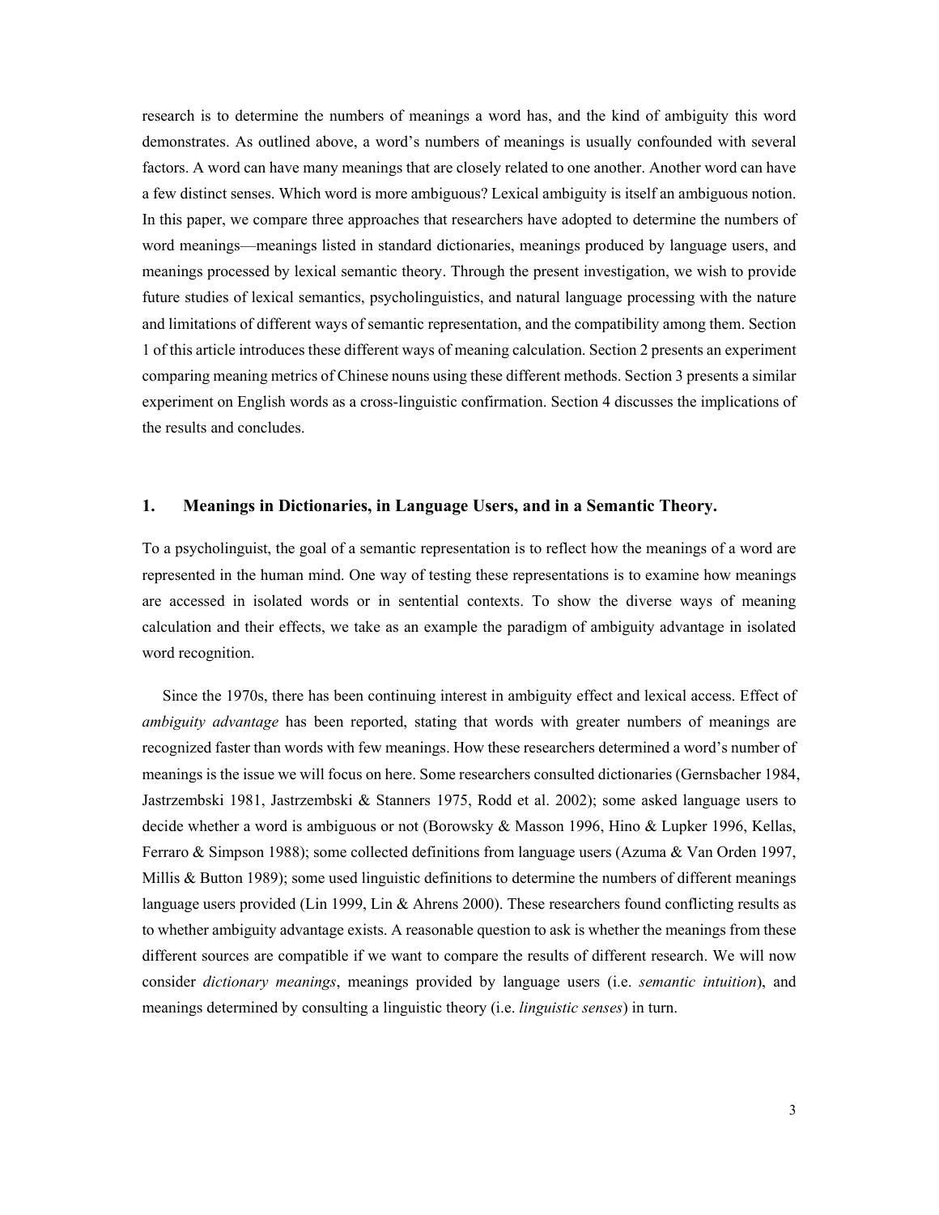research is to determine the numbers of meanings a word has, and the kind of ambiguity this word demonstrates. As outlined above, a word's numbers of meanings is usually confounded with several factors. A word can have many meanings that are closely related to one another. Another word can have a few distinct senses. Which word is more ambiguous? Lexical ambiguity is itself an ambiguous notion. In this paper, we compare three approaches that researchers have adopted to determine the numbers of word meanings—meanings listed in standard dictionaries, meanings produced by language users, and meanings processed by lexical semantic theory. Through the present investigation, we wish to provide future studies of lexical semantics, psycholinguistics, and natural language processing with the nature and limitations of different ways of semantic representation, and the compatibility among them. Section 1 of this article introduces these different ways of meaning calculation. Section 2 presents an experiment comparing meaning metrics of Chinese nouns using these different methods. Section 3 presents a similar experiment on English words as a cross-linguistic confirmation. Section 4 discusses the implications of the results and concludes.

## 1. Meanings in Dictionaries, in Language Users, and in a Semantic Theory.

To a psycholinguist, the goal of a semantic representation is to reflect how the meanings of a word are represented in the human mind. One way of testing these representations is to examine how meanings are accessed in isolated words or in sentential contexts. To show the diverse ways of meaning calculation and their effects, we take as an example the paradigm of ambiguity advantage in isolated word recognition.

Since the 1970s, there has been continuing interest in ambiguity effect and lexical access. Effect of *ambiguity advantage* has been reported, stating that words with greater numbers of meanings are recognized faster than words with few meanings. How these researchers determined a word's number of meanings is the issue we will focus on here. Some researchers consulted dictionaries (Gernsbacher 1984, Jastrzembski 1981, Jastrzembski & Stanners 1975, Rodd et al. 2002); some asked language users to decide whether a word is ambiguous or not (Borowsky & Masson 1996, Hino & Lupker 1996, Kellas, Ferraro & Simpson 1988); some collected definitions from language users (Azuma & Van Orden 1997, Millis & Button 1989); some used linguistic definitions to determine the numbers of different meanings language users provided (Lin 1999, Lin & Ahrens 2000). These researchers found conflicting results as to whether ambiguity advantage exists. A reasonable question to ask is whether the meanings from these different sources are compatible if we want to compare the results of different research. We will now consider *dictionary meanings*, meanings provided by language users (i.e. *semantic intuition*), and meanings determined by consulting a linguistic theory (i.e. *linguistic senses*) in turn.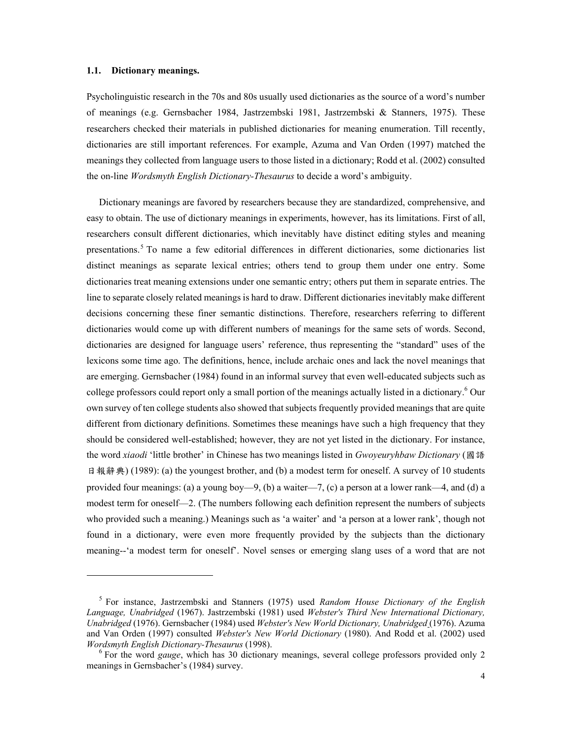### 1.1. Dictionary meanings.

Psycholinguistic research in the 70s and 80s usually used dictionaries as the source of a word's number of meanings (e.g. Gernsbacher 1984, Jastrzembski 1981, Jastrzembski & Stanners, 1975). These researchers checked their materials in published dictionaries for meaning enumeration. Till recently, dictionaries are still important references. For example, Azuma and Van Orden (1997) matched the meanings they collected from language users to those listed in a dictionary; Rodd et al. (2002) consulted the on-line *Wordsmyth English Dictionary-Thesaurus* to decide a word's ambiguity.

Dictionary meanings are favored by researchers because they are standardized, comprehensive, and easy to obtain. The use of dictionary meanings in experiments, however, has its limitations. First of all, researchers consult different dictionaries, which inevitably have distinct editing styles and meaning presentations.[5] To name a few editorial differences in different dictionaries, some dictionaries list distinct meanings as separate lexical entries; others tend to group them under one entry. Some dictionaries treat meaning extensions under one semantic entry; others put them in separate entries. The line to separate closely related meanings is hard to draw. Different dictionaries inevitably make different decisions concerning these finer semantic distinctions. Therefore, researchers referring to different dictionaries would come up with different numbers of meanings for the same sets of words. Second, dictionaries are designed for language users' reference, thus representing the "standard" uses of the lexicons some time ago. The definitions, hence, include archaic ones and lack the novel meanings that are emerging. Gernsbacher (1984) found in an informal survey that even well-educated subjects such as college professors could report only a small portion of the meanings actually listed in a dictionary.[6] Our own survey of ten college students also showed that subjects frequently provided meanings that are quite different from dictionary definitions. Sometimes these meanings have such a high frequency that they should be considered well-established; however, they are not yet listed in the dictionary. For instance, the word *xiaodi* 'little brother' in Chinese has two meanings listed in *Gwoyeuryhbaw Dictionary* (國語日報辭典) (1989): (a) the youngest brother, and (b) a modest term for oneself. A survey of 10 students provided four meanings: (a) a young boy—9, (b) a waiter—7, (c) a person at a lower rank—4, and (d) a modest term for oneself—2. (The numbers following each definition represent the numbers of subjects who provided such a meaning.) Meanings such as 'a waiter' and 'a person at a lower rank', though not found in a dictionary, were even more frequently provided by the subjects than the dictionary meaning--'a modest term for oneself'. Novel senses or emerging slang uses of a word that are not

---

[5] For instance, Jastrzembski and Stanners (1975) used *Random House Dictionary of the English Language, Unabridged* (1967). Jastrzembski (1981) used *Webster's Third New International Dictionary, Unabridged* (1976). Gernsbacher (1984) used *Webster's New World Dictionary, Unabridged* (1976). Azuma and Van Orden (1997) consulted *Webster's New World Dictionary* (1980). And Rodd et al. (2002) used *Wordsmyth English Dictionary-Thesaurus* (1998).

[6] For the word *gauge*, which has 30 dictionary meanings, several college professors provided only 2 meanings in Gernsbacher's (1984) survey.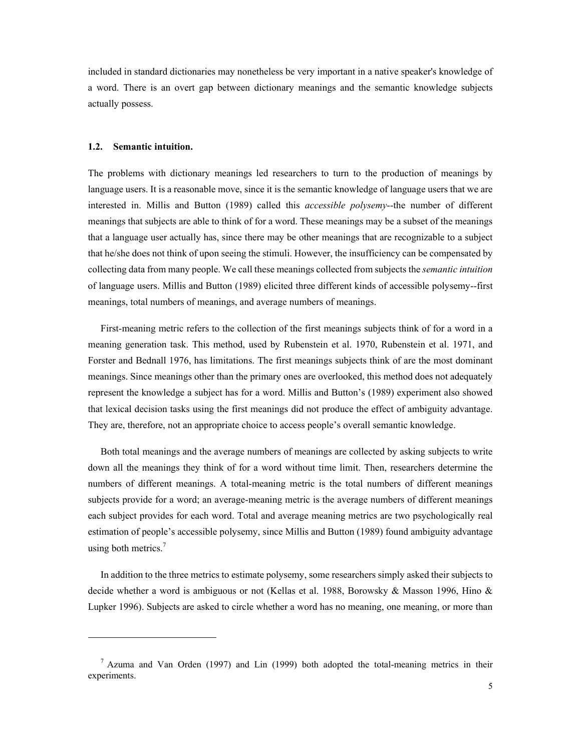included in standard dictionaries may nonetheless be very important in a native speaker's knowledge of a word. There is an overt gap between dictionary meanings and the semantic knowledge subjects actually possess.

### 1.2. Semantic intuition.

The problems with dictionary meanings led researchers to turn to the production of meanings by language users. It is a reasonable move, since it is the semantic knowledge of language users that we are interested in. Millis and Button (1989) called this *accessible polysemy*--the number of different meanings that subjects are able to think of for a word. These meanings may be a subset of the meanings that a language user actually has, since there may be other meanings that are recognizable to a subject that he/she does not think of upon seeing the stimuli. However, the insufficiency can be compensated by collecting data from many people. We call these meanings collected from subjects the *semantic intuition* of language users. Millis and Button (1989) elicited three different kinds of accessible polysemy--first meanings, total numbers of meanings, and average numbers of meanings.

First-meaning metric refers to the collection of the first meanings subjects think of for a word in a meaning generation task. This method, used by Rubenstein et al. 1970, Rubenstein et al. 1971, and Forster and Bednall 1976, has limitations. The first meanings subjects think of are the most dominant meanings. Since meanings other than the primary ones are overlooked, this method does not adequately represent the knowledge a subject has for a word. Millis and Button's (1989) experiment also showed that lexical decision tasks using the first meanings did not produce the effect of ambiguity advantage. They are, therefore, not an appropriate choice to access people's overall semantic knowledge.

Both total meanings and the average numbers of meanings are collected by asking subjects to write down all the meanings they think of for a word without time limit. Then, researchers determine the numbers of different meanings. A total-meaning metric is the total numbers of different meanings subjects provide for a word; an average-meaning metric is the average numbers of different meanings each subject provides for each word. Total and average meaning metrics are two psychologically real estimation of people's accessible polysemy, since Millis and Button (1989) found ambiguity advantage using both metrics.[7]

In addition to the three metrics to estimate polysemy, some researchers simply asked their subjects to decide whether a word is ambiguous or not (Kellas et al. 1988, Borowsky & Masson 1996, Hino & Lupker 1996). Subjects are asked to circle whether a word has no meaning, one meaning, or more than

---

[7] Azuma and Van Orden (1997) and Lin (1999) both adopted the total-meaning metrics in their experiments.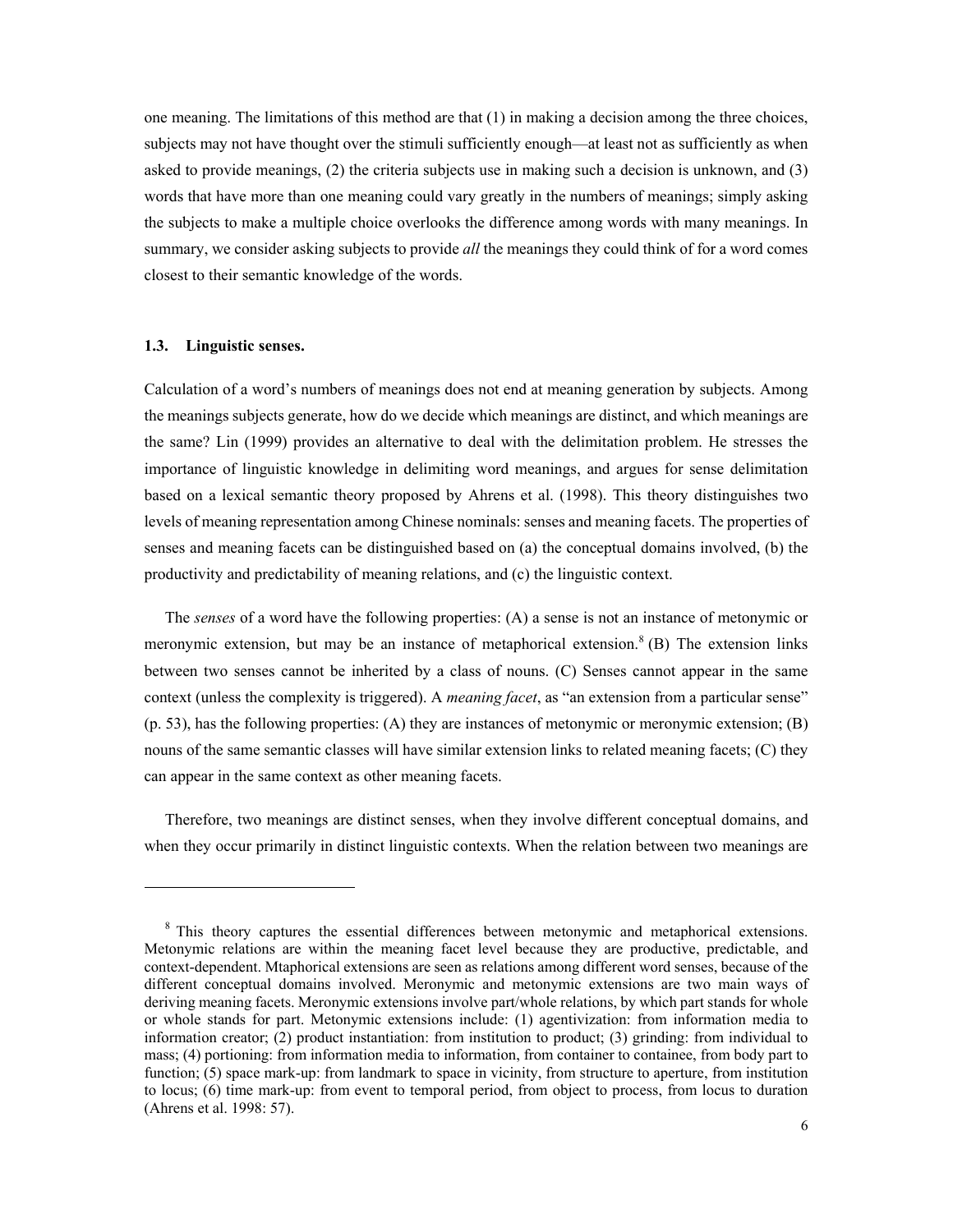one meaning. The limitations of this method are that (1) in making a decision among the three choices, subjects may not have thought over the stimuli sufficiently enough—at least not as sufficiently as when asked to provide meanings, (2) the criteria subjects use in making such a decision is unknown, and (3) words that have more than one meaning could vary greatly in the numbers of meanings; simply asking the subjects to make a multiple choice overlooks the difference among words with many meanings. In summary, we consider asking subjects to provide *all* the meanings they could think of for a word comes closest to their semantic knowledge of the words.

### 1.3. Linguistic senses.

Calculation of a word's numbers of meanings does not end at meaning generation by subjects. Among the meanings subjects generate, how do we decide which meanings are distinct, and which meanings are the same? Lin (1999) provides an alternative to deal with the delimitation problem. He stresses the importance of linguistic knowledge in delimiting word meanings, and argues for sense delimitation based on a lexical semantic theory proposed by Ahrens et al. (1998). This theory distinguishes two levels of meaning representation among Chinese nominals: senses and meaning facets. The properties of senses and meaning facets can be distinguished based on (a) the conceptual domains involved, (b) the productivity and predictability of meaning relations, and (c) the linguistic context.

The *senses* of a word have the following properties: (A) a sense is not an instance of metonymic or meronymic extension, but may be an instance of metaphorical extension.[8] (B) The extension links between two senses cannot be inherited by a class of nouns. (C) Senses cannot appear in the same context (unless the complexity is triggered). A *meaning facet*, as "an extension from a particular sense" (p. 53), has the following properties: (A) they are instances of metonymic or meronymic extension; (B) nouns of the same semantic classes will have similar extension links to related meaning facets; (C) they can appear in the same context as other meaning facets.

Therefore, two meanings are distinct senses, when they involve different conceptual domains, and when they occur primarily in distinct linguistic contexts. When the relation between two meanings are

---

[8] This theory captures the essential differences between metonymic and metaphorical extensions. Metonymic relations are within the meaning facet level because they are productive, predictable, and context-dependent. Mtaphorical extensions are seen as relations among different word senses, because of the different conceptual domains involved. Meronymic and metonymic extensions are two main ways of deriving meaning facets. Meronymic extensions involve part/whole relations, by which part stands for whole or whole stands for part. Metonymic extensions include: (1) agentivization: from information media to information creator; (2) product instantiation: from institution to product; (3) grinding: from individual to mass; (4) portioning: from information media to information, from container to containee, from body part to function; (5) space mark-up: from landmark to space in vicinity, from structure to aperture, from institution to locus; (6) time mark-up: from event to temporal period, from object to process, from locus to duration (Ahrens et al. 1998: 57).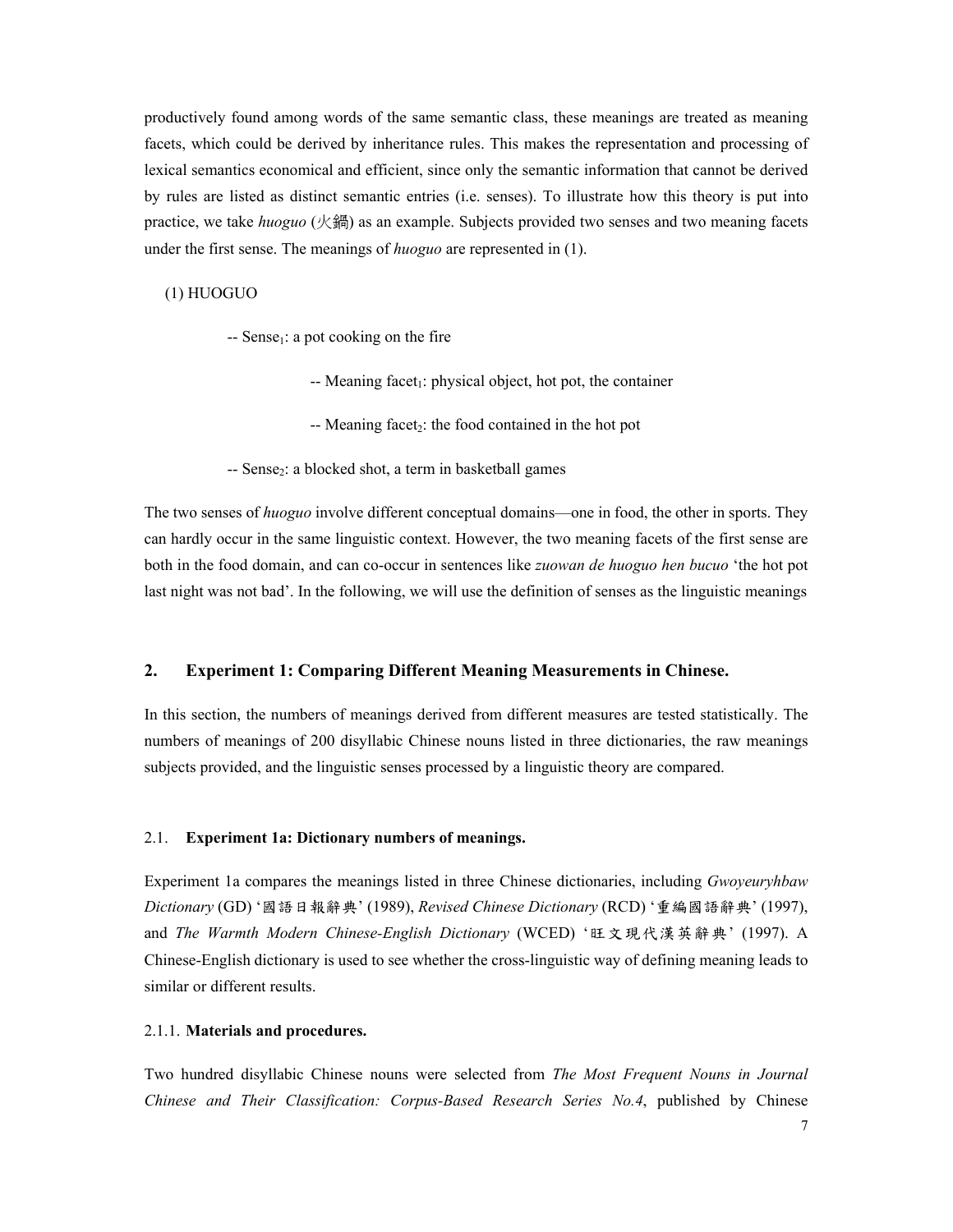productively found among words of the same semantic class, these meanings are treated as meaning facets, which could be derived by inheritance rules. This makes the representation and processing of lexical semantics economical and efficient, since only the semantic information that cannot be derived by rules are listed as distinct semantic entries (i.e. senses). To illustrate how this theory is put into practice, we take *huoguo* (火鍋) as an example. Subjects provided two senses and two meaning facets under the first sense. The meanings of *huoguo* are represented in (1).

(1) HUOGUO

-- $\text{Sense}_1$: a pot cooking on the fire

-- Meaning $\text{facet}_1$: physical object, hot pot, the container

-- Meaning $\text{facet}_2$: the food contained in the hot pot

-- $\text{Sense}_2$: a blocked shot, a term in basketball games

The two senses of *huoguo* involve different conceptual domains—one in food, the other in sports. They can hardly occur in the same linguistic context. However, the two meaning facets of the first sense are both in the food domain, and can co-occur in sentences like *zuowan de huoguo hen bucuo* 'the hot pot last night was not bad'. In the following, we will use the definition of senses as the linguistic meanings

## 2. Experiment 1: Comparing Different Meaning Measurements in Chinese.

In this section, the numbers of meanings derived from different measures are tested statistically. The numbers of meanings of 200 disyllabic Chinese nouns listed in three dictionaries, the raw meanings subjects provided, and the linguistic senses processed by a linguistic theory are compared.

### 2.1. Experiment 1a: Dictionary numbers of meanings.

Experiment 1a compares the meanings listed in three Chinese dictionaries, including *Gwoyeuryhbaw Dictionary* (GD) '國語日報辭典' (1989), *Revised Chinese Dictionary* (RCD) '重編國語辭典' (1997), and *The Warmth Modern Chinese-English Dictionary* (WCED) '旺文現代漢英辭典' (1997). A Chinese-English dictionary is used to see whether the cross-linguistic way of defining meaning leads to similar or different results.

#### 2.1.1. Materials and procedures.

Two hundred disyllabic Chinese nouns were selected from *The Most Frequent Nouns in Journal Chinese and Their Classification: Corpus-Based Research Series No.4*, published by Chinese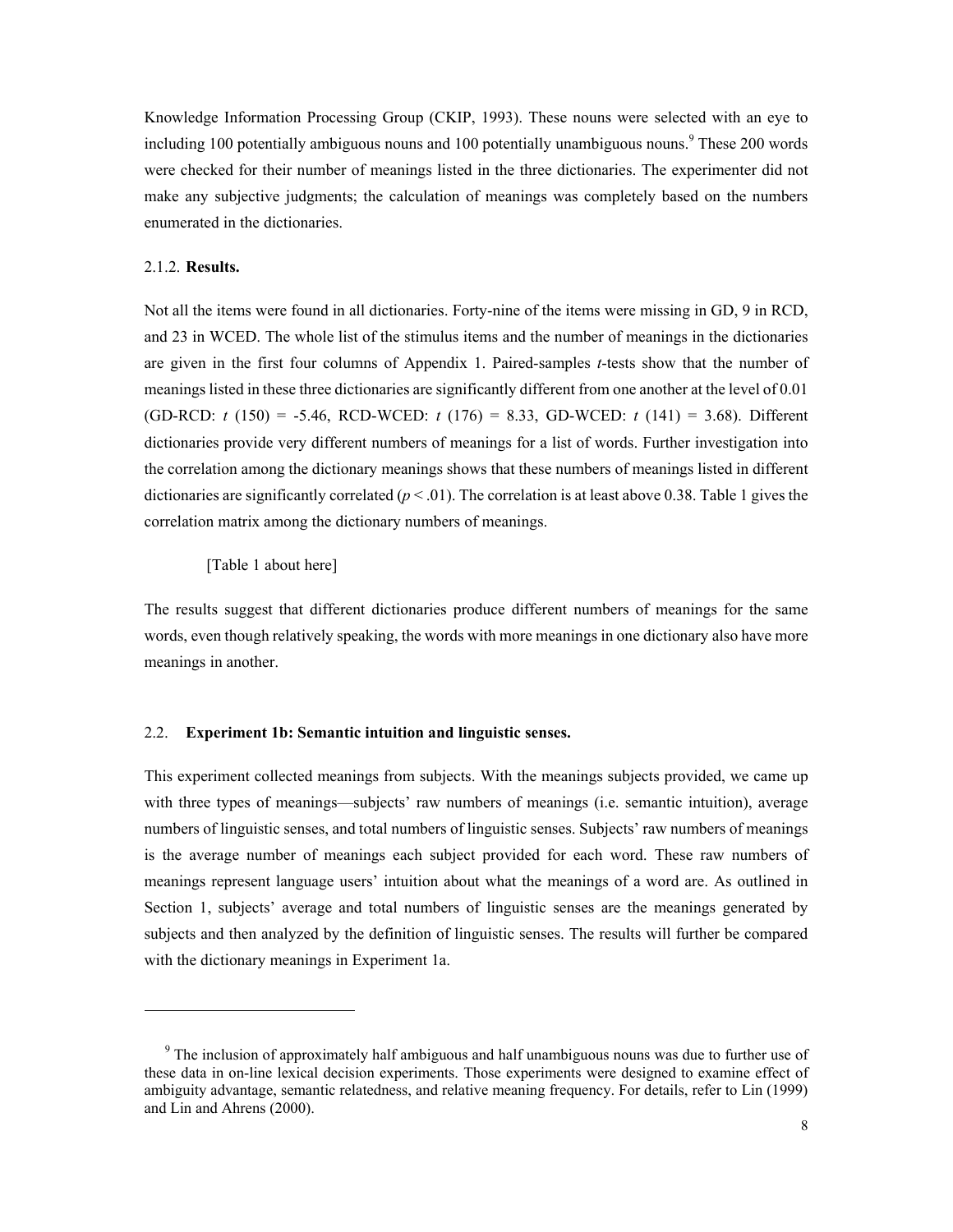Knowledge Information Processing Group (CKIP, 1993). These nouns were selected with an eye to including 100 potentially ambiguous nouns and 100 potentially unambiguous nouns.[9] These 200 words were checked for their number of meanings listed in the three dictionaries. The experimenter did not make any subjective judgments; the calculation of meanings was completely based on the numbers enumerated in the dictionaries.

2.1.2. **Results.**

Not all the items were found in all dictionaries. Forty-nine of the items were missing in GD, 9 in RCD, and 23 in WCED. The whole list of the stimulus items and the number of meanings in the dictionaries are given in the first four columns of Appendix 1. Paired-samples *t*-tests show that the number of meanings listed in these three dictionaries are significantly different from one another at the level of 0.01 (GD-RCD: $t$ (150) = -5.46, RCD-WCED: $t$ (176) = 8.33, GD-WCED: $t$ (141) = 3.68). Different dictionaries provide very different numbers of meanings for a list of words. Further investigation into the correlation among the dictionary meanings shows that these numbers of meanings listed in different dictionaries are significantly correlated ($p < .01$). The correlation is at least above 0.38. Table 1 gives the correlation matrix among the dictionary numbers of meanings.

[Table 1 about here]

The results suggest that different dictionaries produce different numbers of meanings for the same words, even though relatively speaking, the words with more meanings in one dictionary also have more meanings in another.

## 2.2. **Experiment 1b: Semantic intuition and linguistic senses.**

This experiment collected meanings from subjects. With the meanings subjects provided, we came up with three types of meanings—subjects' raw numbers of meanings (i.e. semantic intuition), average numbers of linguistic senses, and total numbers of linguistic senses. Subjects' raw numbers of meanings is the average number of meanings each subject provided for each word. These raw numbers of meanings represent language users' intuition about what the meanings of a word are. As outlined in Section 1, subjects' average and total numbers of linguistic senses are the meanings generated by subjects and then analyzed by the definition of linguistic senses. The results will further be compared with the dictionary meanings in Experiment 1a.

---

[9] The inclusion of approximately half ambiguous and half unambiguous nouns was due to further use of these data in on-line lexical decision experiments. Those experiments were designed to examine effect of ambiguity advantage, semantic relatedness, and relative meaning frequency. For details, refer to Lin (1999) and Lin and Ahrens (2000).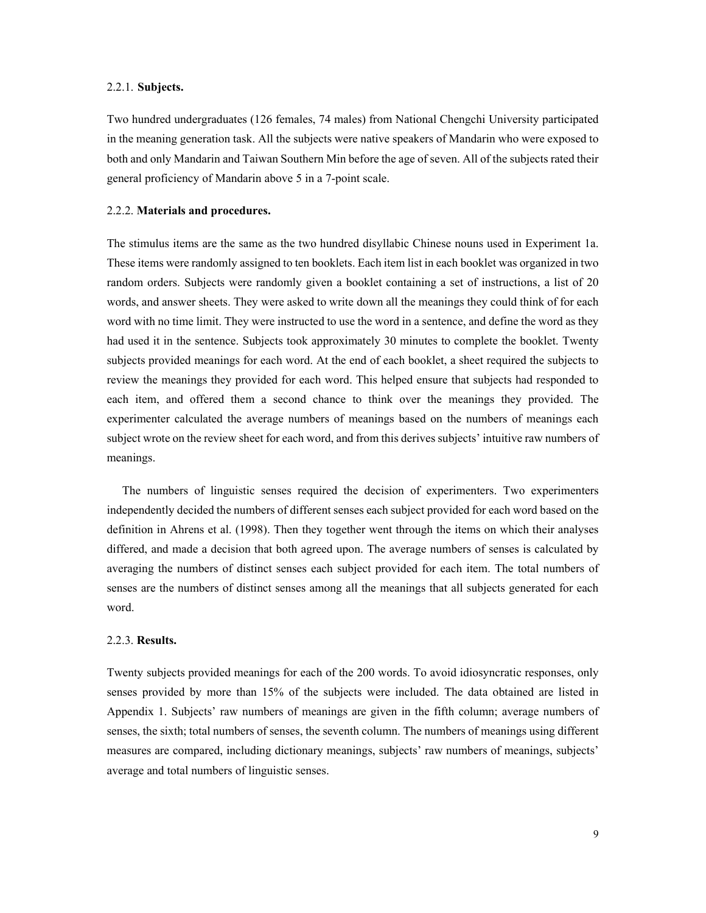#### 2.2.1. **Subjects.**

Two hundred undergraduates (126 females, 74 males) from National Chengchi University participated in the meaning generation task. All the subjects were native speakers of Mandarin who were exposed to both and only Mandarin and Taiwan Southern Min before the age of seven. All of the subjects rated their general proficiency of Mandarin above 5 in a 7-point scale.

#### 2.2.2. **Materials and procedures.**

The stimulus items are the same as the two hundred disyllabic Chinese nouns used in Experiment 1a. These items were randomly assigned to ten booklets. Each item list in each booklet was organized in two random orders. Subjects were randomly given a booklet containing a set of instructions, a list of 20 words, and answer sheets. They were asked to write down all the meanings they could think of for each word with no time limit. They were instructed to use the word in a sentence, and define the word as they had used it in the sentence. Subjects took approximately 30 minutes to complete the booklet. Twenty subjects provided meanings for each word. At the end of each booklet, a sheet required the subjects to review the meanings they provided for each word. This helped ensure that subjects had responded to each item, and offered them a second chance to think over the meanings they provided. The experimenter calculated the average numbers of meanings based on the numbers of meanings each subject wrote on the review sheet for each word, and from this derives subjects' intuitive raw numbers of meanings.

The numbers of linguistic senses required the decision of experimenters. Two experimenters independently decided the numbers of different senses each subject provided for each word based on the definition in Ahrens et al. (1998). Then they together went through the items on which their analyses differed, and made a decision that both agreed upon. The average numbers of senses is calculated by averaging the numbers of distinct senses each subject provided for each item. The total numbers of senses are the numbers of distinct senses among all the meanings that all subjects generated for each word.

#### 2.2.3. **Results.**

Twenty subjects provided meanings for each of the 200 words. To avoid idiosyncratic responses, only senses provided by more than 15% of the subjects were included. The data obtained are listed in Appendix 1. Subjects' raw numbers of meanings are given in the fifth column; average numbers of senses, the sixth; total numbers of senses, the seventh column. The numbers of meanings using different measures are compared, including dictionary meanings, subjects' raw numbers of meanings, subjects' average and total numbers of linguistic senses.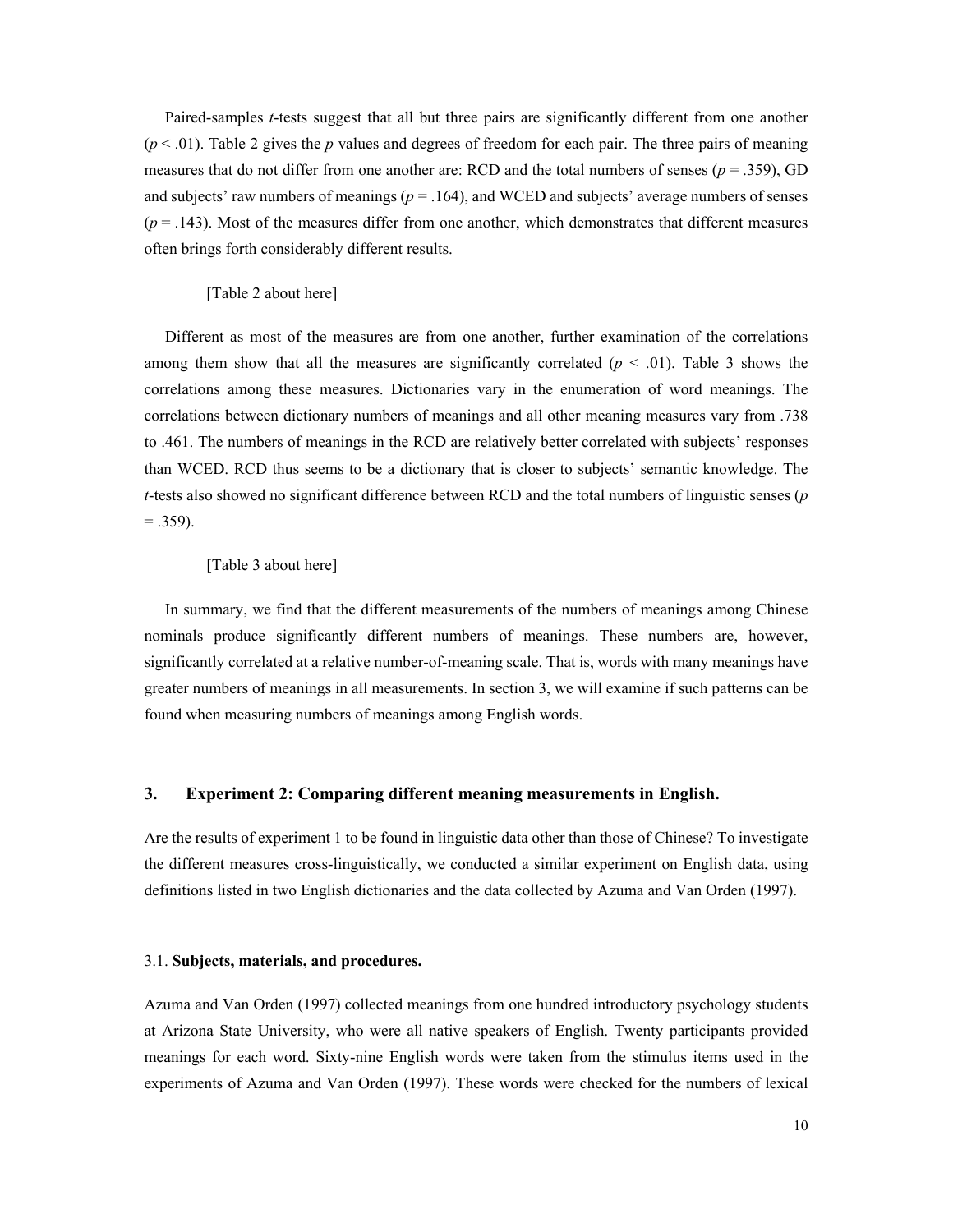Paired-samples *t*-tests suggest that all but three pairs are significantly different from one another ($p < .01$). Table 2 gives the *p* values and degrees of freedom for each pair. The three pairs of meaning measures that do not differ from one another are: RCD and the total numbers of senses ($p = .359$), GD and subjects' raw numbers of meanings ($p = .164$), and WCED and subjects' average numbers of senses ($p = .143$). Most of the measures differ from one another, which demonstrates that different measures often brings forth considerably different results.

[Table 2 about here]

Different as most of the measures are from one another, further examination of the correlations among them show that all the measures are significantly correlated ($p < .01$). Table 3 shows the correlations among these measures. Dictionaries vary in the enumeration of word meanings. The correlations between dictionary numbers of meanings and all other meaning measures vary from .738 to .461. The numbers of meanings in the RCD are relatively better correlated with subjects' responses than WCED. RCD thus seems to be a dictionary that is closer to subjects' semantic knowledge. The *t*-tests also showed no significant difference between RCD and the total numbers of linguistic senses ($p = .359$).

[Table 3 about here]

In summary, we find that the different measurements of the numbers of meanings among Chinese nominals produce significantly different numbers of meanings. These numbers are, however, significantly correlated at a relative number-of-meaning scale. That is, words with many meanings have greater numbers of meanings in all measurements. In section 3, we will examine if such patterns can be found when measuring numbers of meanings among English words.

## 3. Experiment 2: Comparing different meaning measurements in English.

Are the results of experiment 1 to be found in linguistic data other than those of Chinese? To investigate the different measures cross-linguistically, we conducted a similar experiment on English data, using definitions listed in two English dictionaries and the data collected by Azuma and Van Orden (1997).

### 3.1. Subjects, materials, and procedures.

Azuma and Van Orden (1997) collected meanings from one hundred introductory psychology students at Arizona State University, who were all native speakers of English. Twenty participants provided meanings for each word. Sixty-nine English words were taken from the stimulus items used in the experiments of Azuma and Van Orden (1997). These words were checked for the numbers of lexical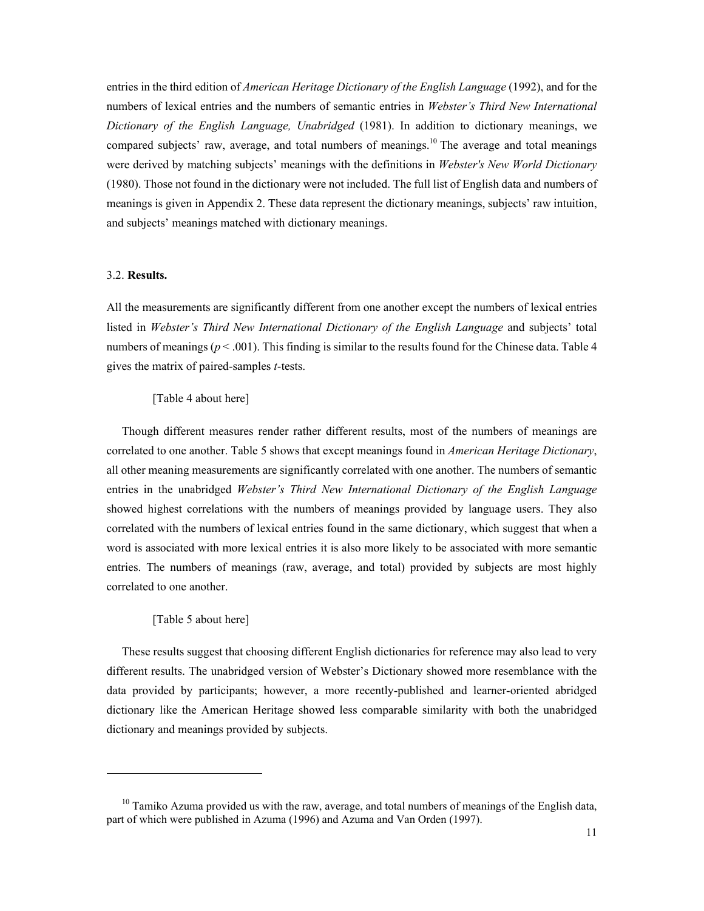entries in the third edition of *American Heritage Dictionary of the English Language* (1992), and for the numbers of lexical entries and the numbers of semantic entries in *Webster's Third New International Dictionary of the English Language, Unabridged* (1981). In addition to dictionary meanings, we compared subjects' raw, average, and total numbers of meanings.[10] The average and total meanings were derived by matching subjects' meanings with the definitions in *Webster's New World Dictionary* (1980). Those not found in the dictionary were not included. The full list of English data and numbers of meanings is given in Appendix 2. These data represent the dictionary meanings, subjects' raw intuition, and subjects' meanings matched with dictionary meanings.

### 3.2. **Results.**

All the measurements are significantly different from one another except the numbers of lexical entries listed in *Webster's Third New International Dictionary of the English Language* and subjects' total numbers of meanings ($p < .001$). This finding is similar to the results found for the Chinese data. Table 4 gives the matrix of paired-samples *t*-tests.

[Table 4 about here]

Though different measures render rather different results, most of the numbers of meanings are correlated to one another. Table 5 shows that except meanings found in *American Heritage Dictionary*, all other meaning measurements are significantly correlated with one another. The numbers of semantic entries in the unabridged *Webster's Third New International Dictionary of the English Language* showed highest correlations with the numbers of meanings provided by language users. They also correlated with the numbers of lexical entries found in the same dictionary, which suggest that when a word is associated with more lexical entries it is also more likely to be associated with more semantic entries. The numbers of meanings (raw, average, and total) provided by subjects are most highly correlated to one another.

[Table 5 about here]

These results suggest that choosing different English dictionaries for reference may also lead to very different results. The unabridged version of Webster's Dictionary showed more resemblance with the data provided by participants; however, a more recently-published and learner-oriented abridged dictionary like the American Heritage showed less comparable similarity with both the unabridged dictionary and meanings provided by subjects.

---

[10] Tamiko Azuma provided us with the raw, average, and total numbers of meanings of the English data, part of which were published in Azuma (1996) and Azuma and Van Orden (1997).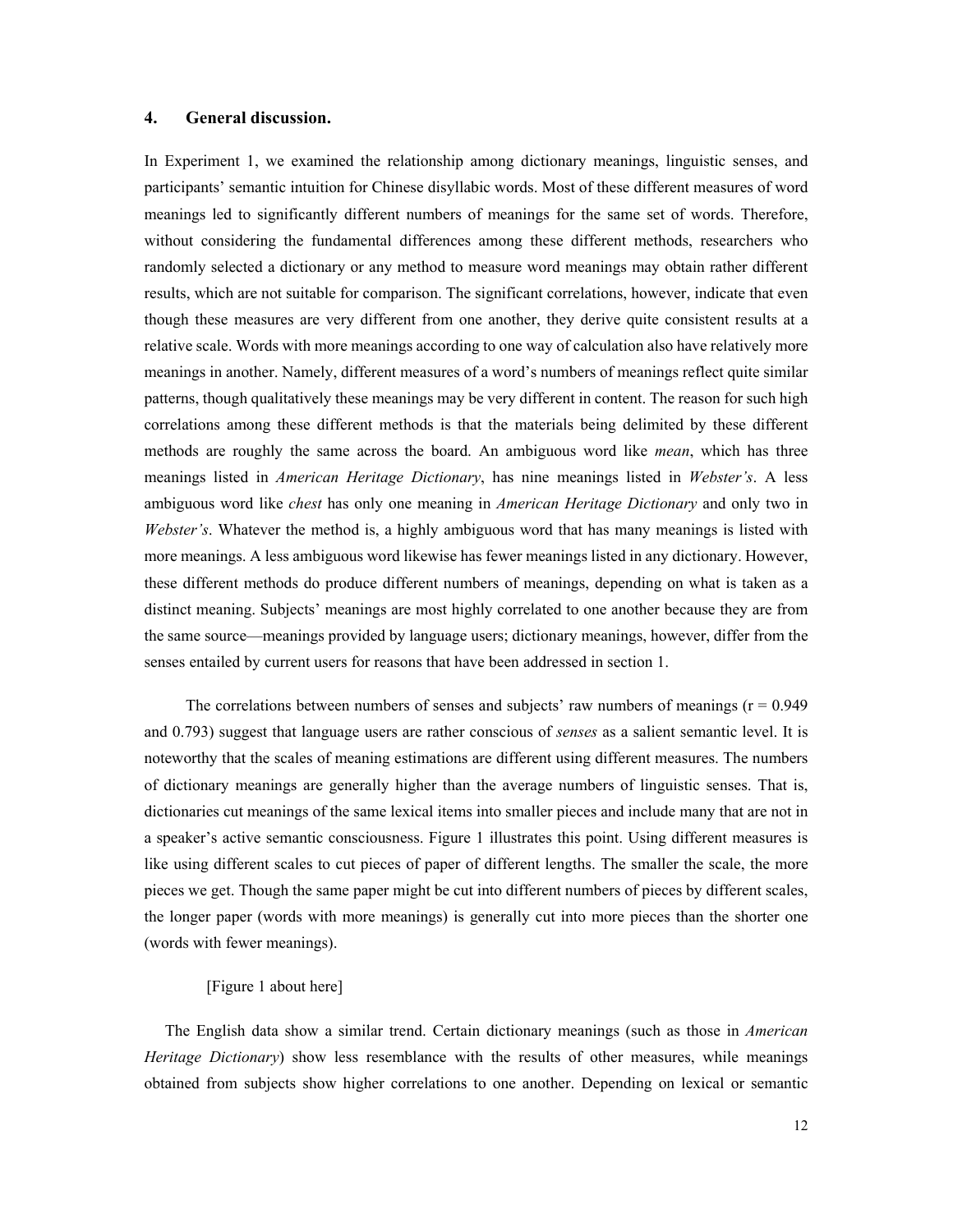## 4. General discussion.

In Experiment 1, we examined the relationship among dictionary meanings, linguistic senses, and participants' semantic intuition for Chinese disyllabic words. Most of these different measures of word meanings led to significantly different numbers of meanings for the same set of words. Therefore, without considering the fundamental differences among these different methods, researchers who randomly selected a dictionary or any method to measure word meanings may obtain rather different results, which are not suitable for comparison. The significant correlations, however, indicate that even though these measures are very different from one another, they derive quite consistent results at a relative scale. Words with more meanings according to one way of calculation also have relatively more meanings in another. Namely, different measures of a word's numbers of meanings reflect quite similar patterns, though qualitatively these meanings may be very different in content. The reason for such high correlations among these different methods is that the materials being delimited by these different methods are roughly the same across the board. An ambiguous word like *mean*, which has three meanings listed in *American Heritage Dictionary*, has nine meanings listed in *Webster's*. A less ambiguous word like *chest* has only one meaning in *American Heritage Dictionary* and only two in *Webster's*. Whatever the method is, a highly ambiguous word that has many meanings is listed with more meanings. A less ambiguous word likewise has fewer meanings listed in any dictionary. However, these different methods do produce different numbers of meanings, depending on what is taken as a distinct meaning. Subjects' meanings are most highly correlated to one another because they are from the same source—meanings provided by language users; dictionary meanings, however, differ from the senses entailed by current users for reasons that have been addressed in section 1.

The correlations between numbers of senses and subjects' raw numbers of meanings ($r = 0.949$ and $0.793$) suggest that language users are rather conscious of *senses* as a salient semantic level. It is noteworthy that the scales of meaning estimations are different using different measures. The numbers of dictionary meanings are generally higher than the average numbers of linguistic senses. That is, dictionaries cut meanings of the same lexical items into smaller pieces and include many that are not in a speaker's active semantic consciousness. Figure 1 illustrates this point. Using different measures is like using different scales to cut pieces of paper of different lengths. The smaller the scale, the more pieces we get. Though the same paper might be cut into different numbers of pieces by different scales, the longer paper (words with more meanings) is generally cut into more pieces than the shorter one (words with fewer meanings).

[Figure 1 about here]

The English data show a similar trend. Certain dictionary meanings (such as those in *American Heritage Dictionary*) show less resemblance with the results of other measures, while meanings obtained from subjects show higher correlations to one another. Depending on lexical or semantic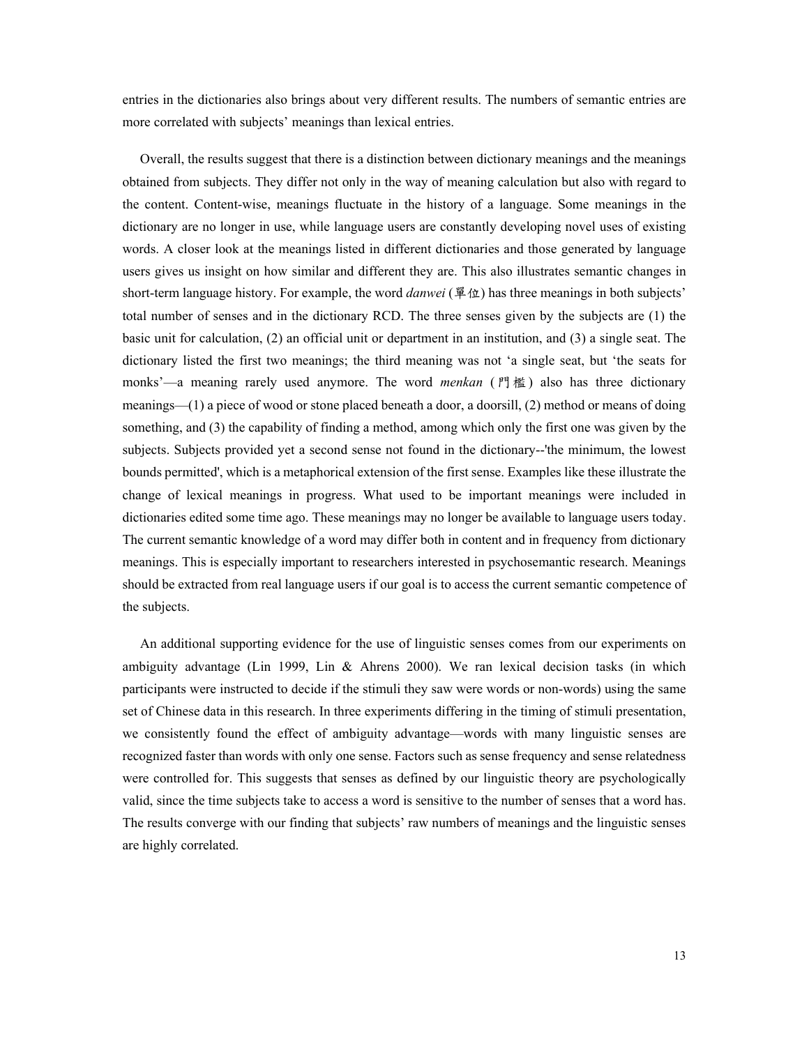entries in the dictionaries also brings about very different results. The numbers of semantic entries are more correlated with subjects' meanings than lexical entries.

Overall, the results suggest that there is a distinction between dictionary meanings and the meanings obtained from subjects. They differ not only in the way of meaning calculation but also with regard to the content. Content-wise, meanings fluctuate in the history of a language. Some meanings in the dictionary are no longer in use, while language users are constantly developing novel uses of existing words. A closer look at the meanings listed in different dictionaries and those generated by language users gives us insight on how similar and different they are. This also illustrates semantic changes in short-term language history. For example, the word *danwei* (單位) has three meanings in both subjects' total number of senses and in the dictionary RCD. The three senses given by the subjects are (1) the basic unit for calculation, (2) an official unit or department in an institution, and (3) a single seat. The dictionary listed the first two meanings; the third meaning was not 'a single seat, but 'the seats for monks'—a meaning rarely used anymore. The word *menkan* (門檻) also has three dictionary meanings—(1) a piece of wood or stone placed beneath a door, a doorsill, (2) method or means of doing something, and (3) the capability of finding a method, among which only the first one was given by the subjects. Subjects provided yet a second sense not found in the dictionary--'the minimum, the lowest bounds permitted', which is a metaphorical extension of the first sense. Examples like these illustrate the change of lexical meanings in progress. What used to be important meanings were included in dictionaries edited some time ago. These meanings may no longer be available to language users today. The current semantic knowledge of a word may differ both in content and in frequency from dictionary meanings. This is especially important to researchers interested in psychosemantic research. Meanings should be extracted from real language users if our goal is to access the current semantic competence of the subjects.

An additional supporting evidence for the use of linguistic senses comes from our experiments on ambiguity advantage (Lin 1999, Lin & Ahrens 2000). We ran lexical decision tasks (in which participants were instructed to decide if the stimuli they saw were words or non-words) using the same set of Chinese data in this research. In three experiments differing in the timing of stimuli presentation, we consistently found the effect of ambiguity advantage—words with many linguistic senses are recognized faster than words with only one sense. Factors such as sense frequency and sense relatedness were controlled for. This suggests that senses as defined by our linguistic theory are psychologically valid, since the time subjects take to access a word is sensitive to the number of senses that a word has. The results converge with our finding that subjects' raw numbers of meanings and the linguistic senses are highly correlated.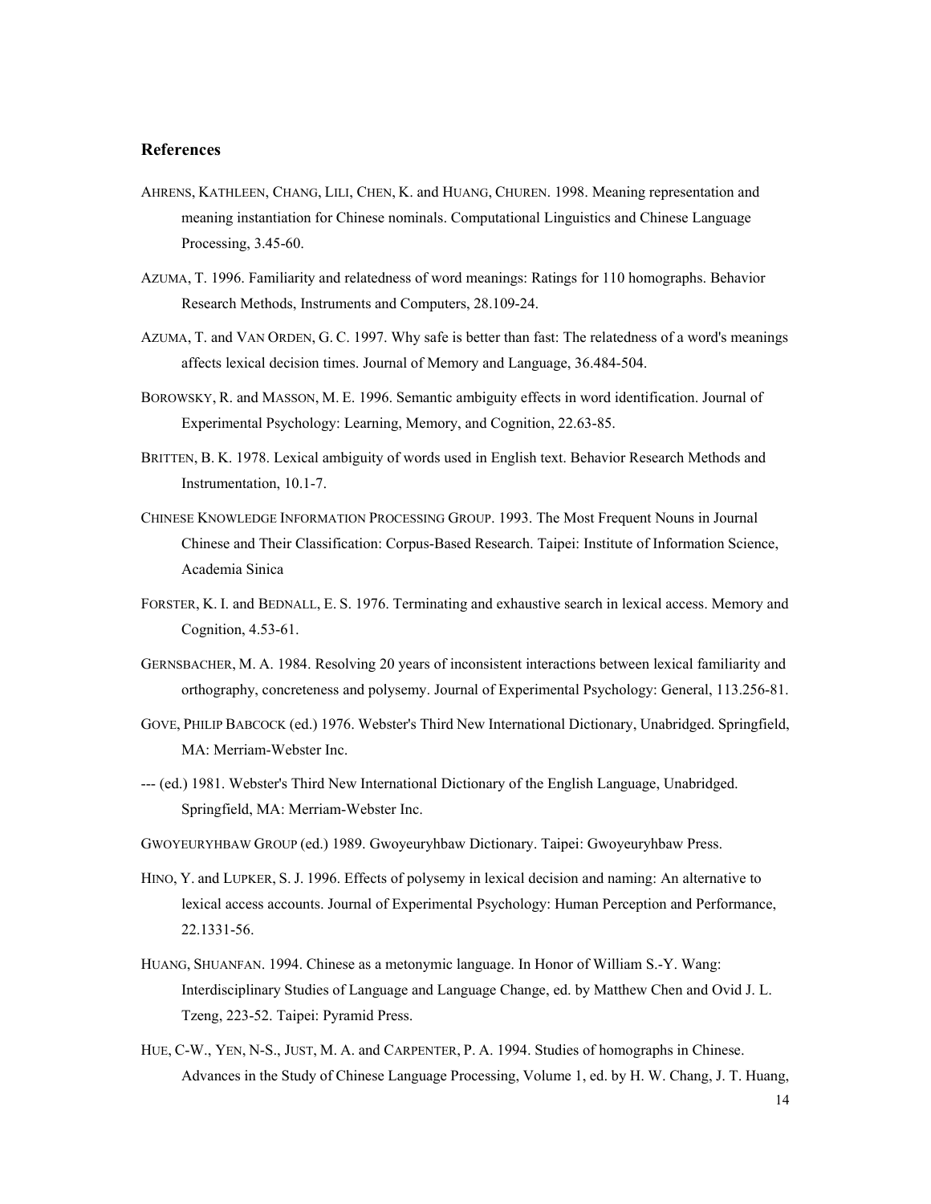## References

AHRENS, KATHLEEN, CHANG, LILI, CHEN, K. and HUANG, CHUREN. 1998. Meaning representation and meaning instantiation for Chinese nominals. Computational Linguistics and Chinese Language Processing, 3.45-60.

AZUMA, T. 1996. Familiarity and relatedness of word meanings: Ratings for 110 homographs. Behavior Research Methods, Instruments and Computers, 28.109-24.

AZUMA, T. and VAN ORDEN, G. C. 1997. Why safe is better than fast: The relatedness of a word's meanings affects lexical decision times. Journal of Memory and Language, 36.484-504.

BOROWSKY, R. and MASSON, M. E. 1996. Semantic ambiguity effects in word identification. Journal of Experimental Psychology: Learning, Memory, and Cognition, 22.63-85.

BRITTEN, B. K. 1978. Lexical ambiguity of words used in English text. Behavior Research Methods and Instrumentation, 10.1-7.

CHINESE KNOWLEDGE INFORMATION PROCESSING GROUP. 1993. The Most Frequent Nouns in Journal Chinese and Their Classification: Corpus-Based Research. Taipei: Institute of Information Science, Academia Sinica

FORSTER, K. I. and BEDNALL, E. S. 1976. Terminating and exhaustive search in lexical access. Memory and Cognition, 4.53-61.

GERNSBACHER, M. A. 1984. Resolving 20 years of inconsistent interactions between lexical familiarity and orthography, concreteness and polysemy. Journal of Experimental Psychology: General, 113.256-81.

GOVE, PHILIP BABCOCK (ed.) 1976. Webster's Third New International Dictionary, Unabridged. Springfield, MA: Merriam-Webster Inc.

--- (ed.) 1981. Webster's Third New International Dictionary of the English Language, Unabridged. Springfield, MA: Merriam-Webster Inc.

GWOYEURYHBAW GROUP (ed.) 1989. Gwoyeuryhbaw Dictionary. Taipei: Gwoyeuryhbaw Press.

HINO, Y. and LUPKER, S. J. 1996. Effects of polysemy in lexical decision and naming: An alternative to lexical access accounts. Journal of Experimental Psychology: Human Perception and Performance, 22.1331-56.

HUANG, SHUANFAN. 1994. Chinese as a metonymic language. In Honor of William S.-Y. Wang: Interdisciplinary Studies of Language and Language Change, ed. by Matthew Chen and Ovid J. L. Tzeng, 223-52. Taipei: Pyramid Press.

HUE, C-W., YEN, N-S., JUST, M. A. and CARPENTER, P. A. 1994. Studies of homographs in Chinese. Advances in the Study of Chinese Language Processing, Volume 1, ed. by H. W. Chang, J. T. Huang,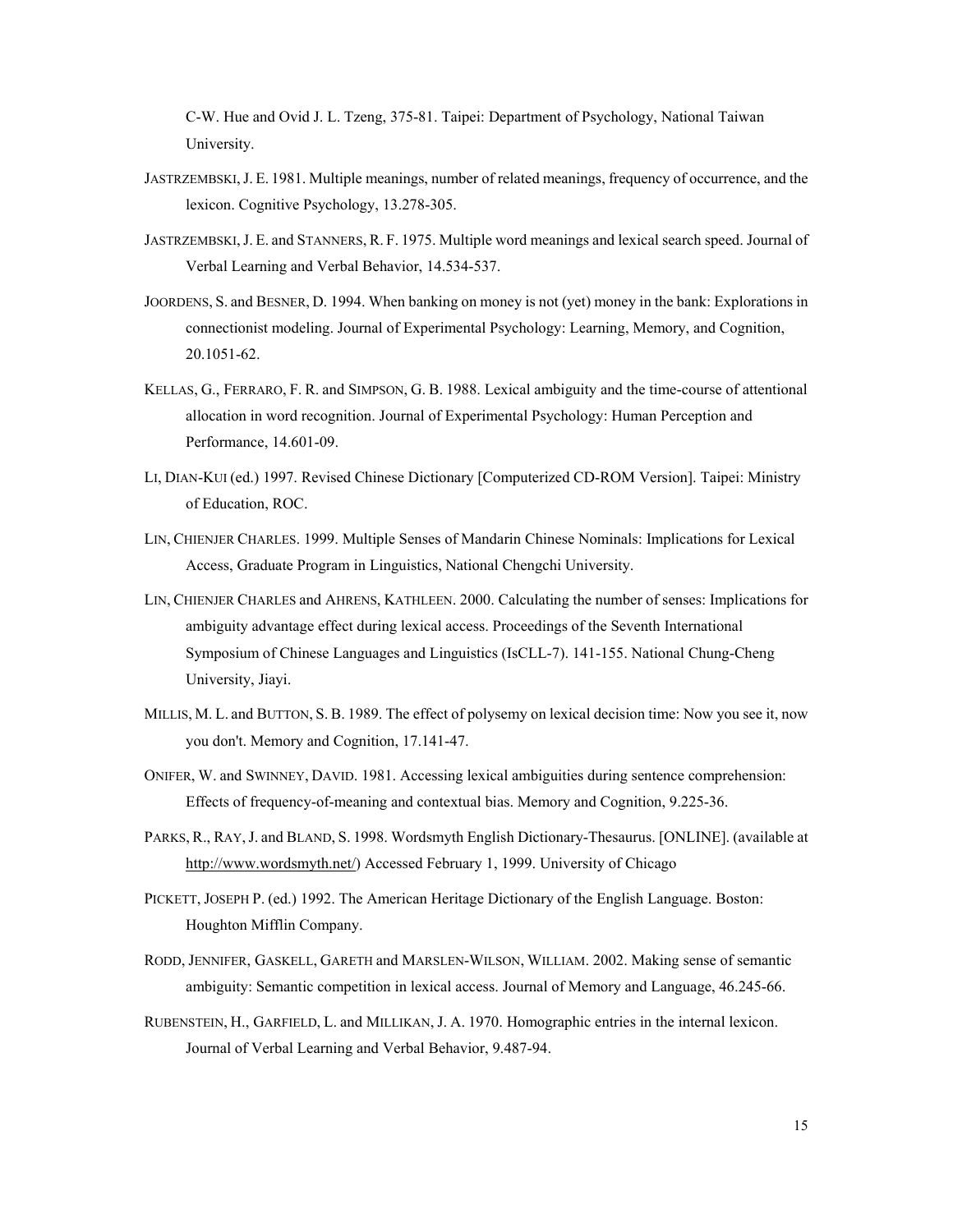C-W. Hue and Ovid J. L. Tzeng, 375-81. Taipei: Department of Psychology, National Taiwan University.

JASTRZEMBSKI, J. E. 1981. Multiple meanings, number of related meanings, frequency of occurrence, and the lexicon. Cognitive Psychology, 13.278-305.

JASTRZEMBSKI, J. E. and STANNERS, R. F. 1975. Multiple word meanings and lexical search speed. Journal of Verbal Learning and Verbal Behavior, 14.534-537.

JOORDENS, S. and BESNER, D. 1994. When banking on money is not (yet) money in the bank: Explorations in connectionist modeling. Journal of Experimental Psychology: Learning, Memory, and Cognition, 20.1051-62.

KELLAS, G., FERRARO, F. R. and SIMPSON, G. B. 1988. Lexical ambiguity and the time-course of attentional allocation in word recognition. Journal of Experimental Psychology: Human Perception and Performance, 14.601-09.

LI, DIAN-KUI (ed.) 1997. Revised Chinese Dictionary [Computerized CD-ROM Version]. Taipei: Ministry of Education, ROC.

LIN, CHIENJER CHARLES. 1999. Multiple Senses of Mandarin Chinese Nominals: Implications for Lexical Access, Graduate Program in Linguistics, National Chengchi University.

LIN, CHIENJER CHARLES and AHRENS, KATHLEEN. 2000. Calculating the number of senses: Implications for ambiguity advantage effect during lexical access. Proceedings of the Seventh International Symposium of Chinese Languages and Linguistics (IsCLL-7). 141-155. National Chung-Cheng University, Jiayi.

MILLIS, M. L. and BUTTON, S. B. 1989. The effect of polysemy on lexical decision time: Now you see it, now you don't. Memory and Cognition, 17.141-47.

ONIFER, W. and SWINNEY, DAVID. 1981. Accessing lexical ambiguities during sentence comprehension: Effects of frequency-of-meaning and contextual bias. Memory and Cognition, 9.225-36.

PARKS, R., RAY, J. and BLAND, S. 1998. Wordsmyth English Dictionary-Thesaurus. [ONLINE]. (available at http://www.wordsmyth.net/) Accessed February 1, 1999. University of Chicago

PICKETT, JOSEPH P. (ed.) 1992. The American Heritage Dictionary of the English Language. Boston: Houghton Mifflin Company.

RODD, JENNIFER, GASKELL, GARETH and MARSLEN-WILSON, WILLIAM. 2002. Making sense of semantic ambiguity: Semantic competition in lexical access. Journal of Memory and Language, 46.245-66.

RUBENSTEIN, H., GARFIELD, L. and MILLIKAN, J. A. 1970. Homographic entries in the internal lexicon. Journal of Verbal Learning and Verbal Behavior, 9.487-94.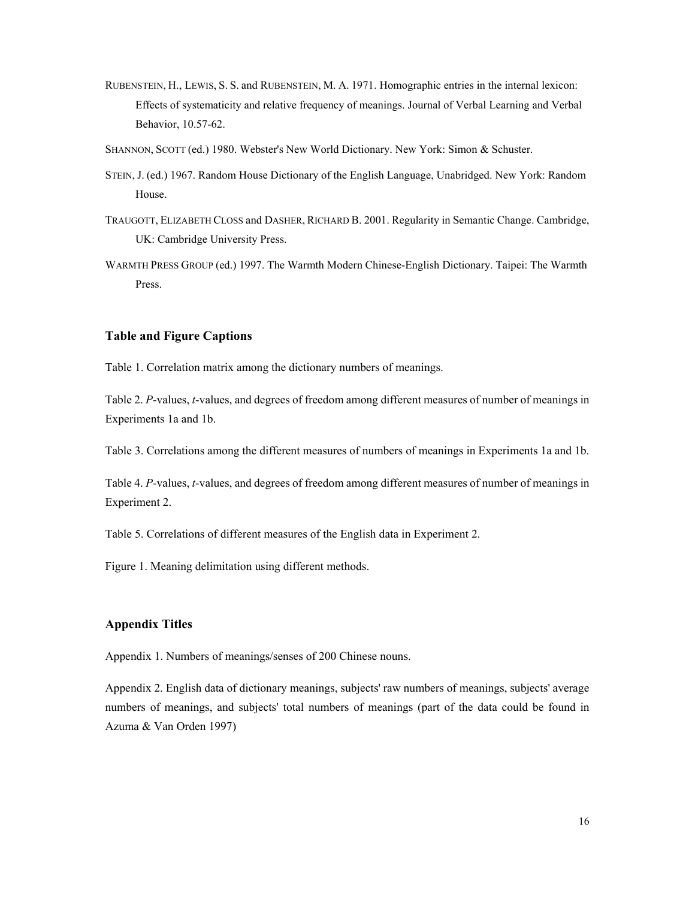RUBENSTEIN, H., LEWIS, S. S. and RUBENSTEIN, M. A. 1971. Homographic entries in the internal lexicon: Effects of systematicity and relative frequency of meanings. Journal of Verbal Learning and Verbal Behavior, 10.57-62.

SHANNON, SCOTT (ed.) 1980. Webster's New World Dictionary. New York: Simon & Schuster.

STEIN, J. (ed.) 1967. Random House Dictionary of the English Language, Unabridged. New York: Random House.

TRAUGOTT, ELIZABETH CLOSS and DASHER, RICHARD B. 2001. Regularity in Semantic Change. Cambridge, UK: Cambridge University Press.

WARMTH PRESS GROUP (ed.) 1997. The Warmth Modern Chinese-English Dictionary. Taipei: The Warmth Press.

### Table and Figure Captions

Table 1. Correlation matrix among the dictionary numbers of meanings.

Table 2. *P*-values, *t*-values, and degrees of freedom among different measures of number of meanings in Experiments 1a and 1b.

Table 3. Correlations among the different measures of numbers of meanings in Experiments 1a and 1b.

Table 4. *P*-values, *t*-values, and degrees of freedom among different measures of number of meanings in Experiment 2.

Table 5. Correlations of different measures of the English data in Experiment 2.

Figure 1. Meaning delimitation using different methods.

### Appendix Titles

Appendix 1. Numbers of meanings/senses of 200 Chinese nouns.

Appendix 2. English data of dictionary meanings, subjects' raw numbers of meanings, subjects' average numbers of meanings, and subjects' total numbers of meanings (part of the data could be found in Azuma & Van Orden 1997)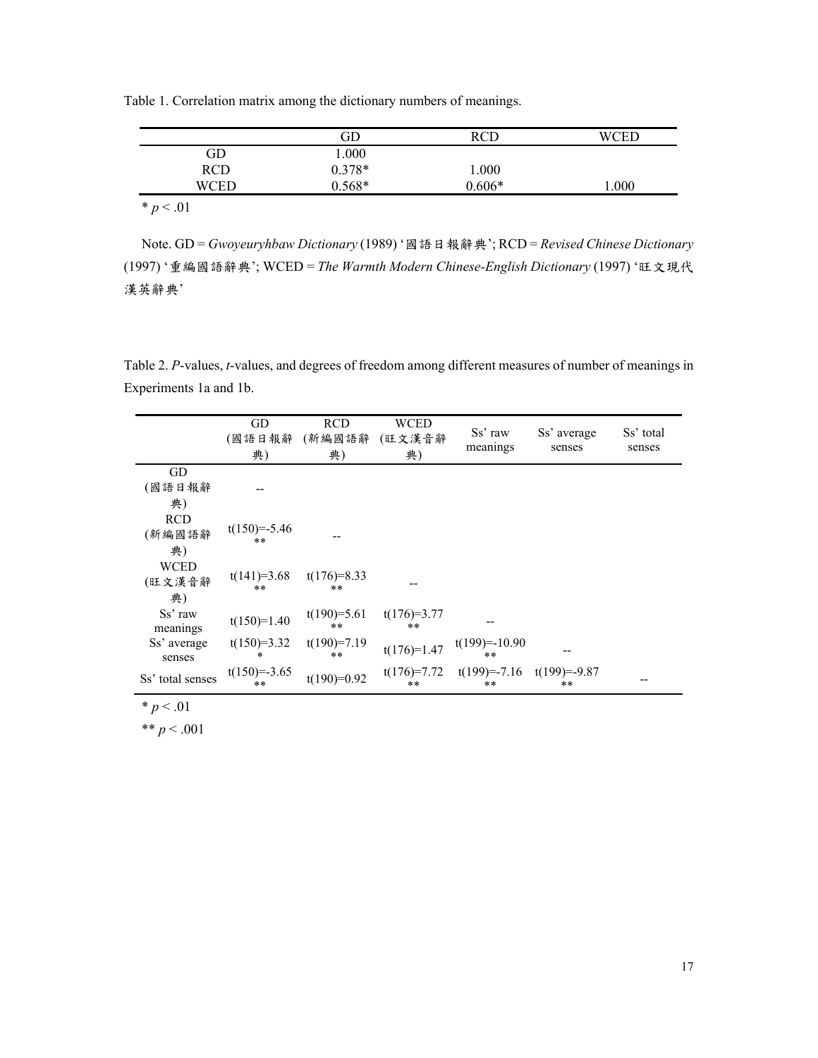Table 1. Correlation matrix among the dictionary numbers of meanings.

| | GD | RCD | WCED |
|---|---|---|---|
| GD | 1.000 | | |
| RCD | 0.378* | 1.000 | |
| WCED | 0.568* | 0.606* | 1.000 |

* $p < .01$

Note. GD = *Gwoyeuryhbaw Dictionary* (1989) '國語日報辭典'; RCD = *Revised Chinese Dictionary* (1997) '重編國語辭典'; WCED = *The Warmth Modern Chinese-English Dictionary* (1997) '旺文現代漢英辭典'

Table 2. *P*-values, *t*-values, and degrees of freedom among different measures of number of meanings in Experiments 1a and 1b.

| | GD (國語日報辭典) | RCD (新編國語辭典) | WCED (旺文漢音辭典) | Ss' raw meanings | Ss' average senses | Ss' total senses |
|---|---|---|---|---|---|---|
| GD (國語日報辭典) | -- | | | | | |
| RCD (新編國語辭典) | t(150)=-5.46 ** | -- | | | | |
| WCED (旺文漢音辭典) | t(141)=3.68 ** | t(176)=8.33 ** | -- | | | |
| Ss' raw meanings | t(150)=1.40 | t(190)=5.61 ** | t(176)=3.77 ** | -- | | |
| Ss' average senses | t(150)=3.32 * | t(190)=7.19 ** | t(176)=1.47 | t(199)=-10.90 ** | -- | |
| Ss' total senses | t(150)=-3.65 ** | t(190)=0.92 | t(176)=7.72 ** | t(199)=-7.16 ** | t(199)=-9.87 ** | -- |

* $p < .01$

** $p < .001$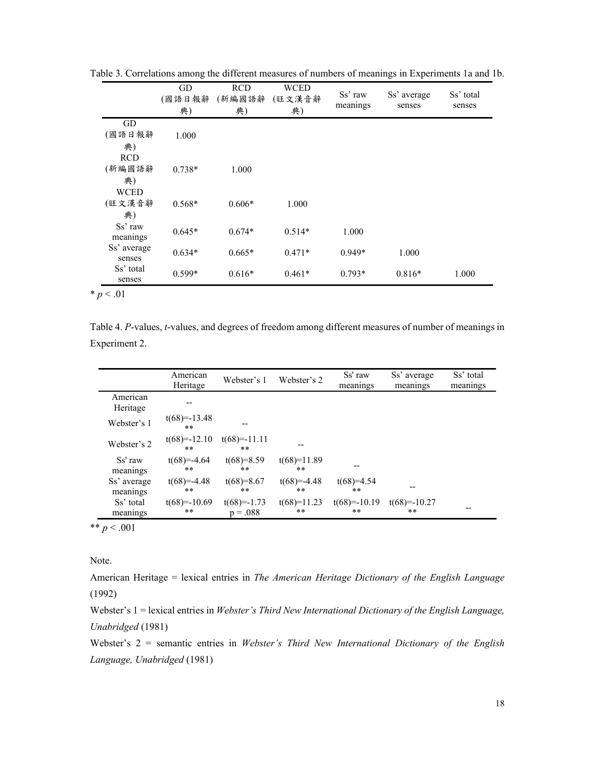Table 3. Correlations among the different measures of numbers of meanings in Experiments 1a and 1b.

| | GD (國語日報辭典) | RCD (新編國語辭典) | WCED (旺文漢音辭典) | Ss' raw meanings | Ss' average senses | Ss' total senses |
|---|---|---|---|---|---|---|
| GD (國語日報辭典) | 1.000 | | | | | |
| RCD (新編國語辭典) | 0.738* | 1.000 | | | | |
| WCED (旺文漢音辭典) | 0.568* | 0.606* | 1.000 | | | |
| Ss' raw meanings | 0.645* | 0.674* | 0.514* | 1.000 | | |
| Ss' average senses | 0.634* | 0.665* | 0.471* | 0.949* | 1.000 | |
| Ss' total senses | 0.599* | 0.616* | 0.461* | 0.793* | 0.816* | 1.000 |

* $p < .01$

Table 4. *P*-values, *t*-values, and degrees of freedom among different measures of number of meanings in Experiment 2.

| | American Heritage | Webster's 1 | Webster's 2 | Ss' raw meanings | Ss' average meanings | Ss' total meanings |
|---|---|---|---|---|---|---|
| American Heritage | -- | | | | | |
| Webster's 1 | $t(68)=-13.48$ ** | -- | | | | |
| Webster's 2 | $t(68)=-12.10$ ** | $t(68)=-11.11$ ** | -- | | | |
| Ss' raw meanings | $t(68)=-4.64$ ** | $t(68)=8.59$ ** | $t(68)=11.89$ ** | -- | | |
| Ss' average meanings | $t(68)=-4.48$ ** | $t(68)=8.67$ ** | $t(68)=-4.48$ ** | $t(68)=4.54$ ** | -- | |
| Ss' total meanings | $t(68)=-10.69$ ** | $t(68)=-1.73$ $p = .088$ | $t(68)=11.23$ ** | $t(68)=-10.19$ ** | $t(68)=-10.27$ ** | -- |

** $p < .001$

Note.

American Heritage = lexical entries in *The American Heritage Dictionary of the English Language* (1992)

Webster's 1 = lexical entries in *Webster's Third New International Dictionary of the English Language, Unabridged* (1981)

Webster's 2 = semantic entries in *Webster's Third New International Dictionary of the English Language, Unabridged* (1981)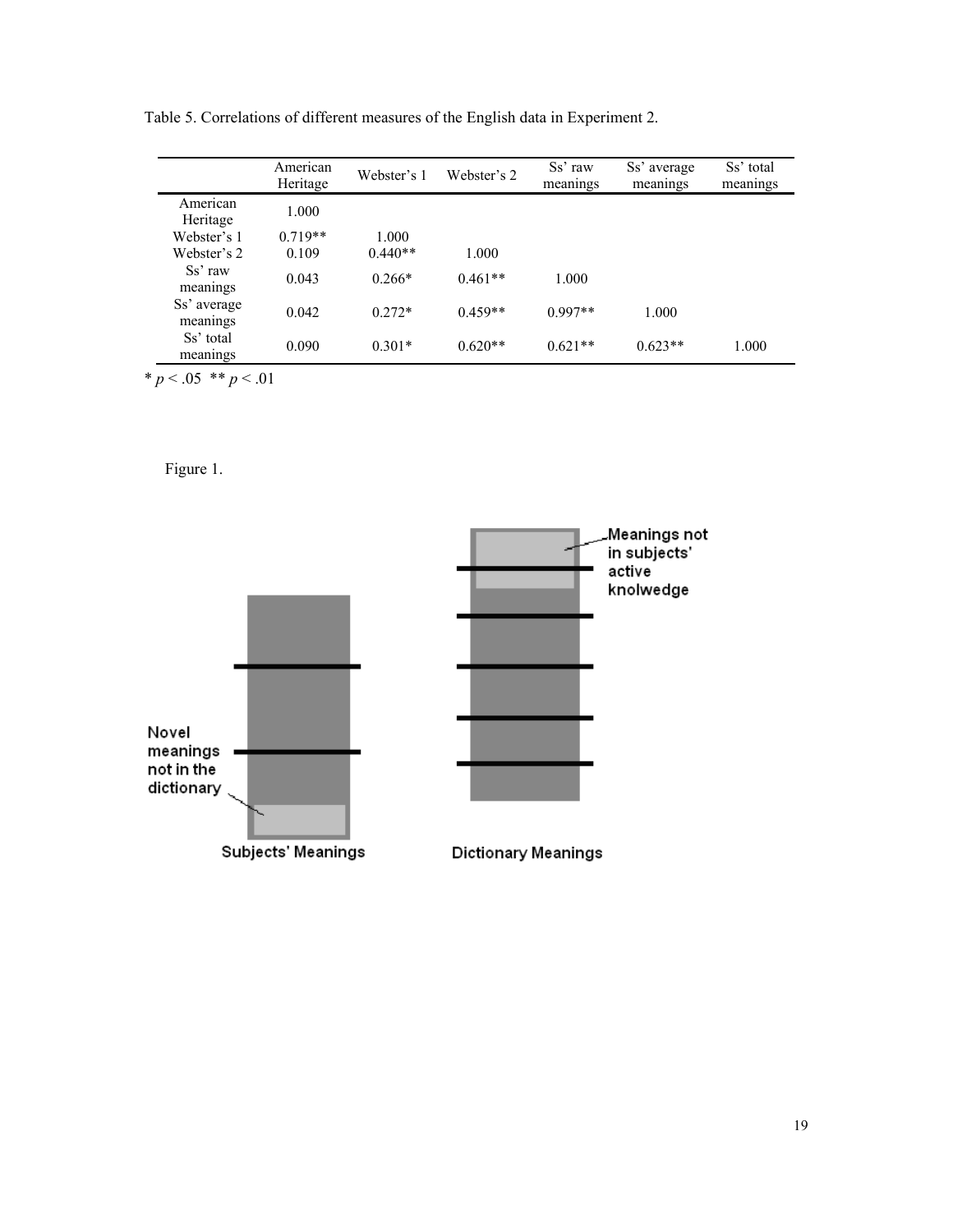Table 5. Correlations of different measures of the English data in Experiment 2.

| | American Heritage | Webster's 1 | Webster's 2 | Ss' raw meanings | Ss' average meanings | Ss' total meanings |
|---|---|---|---|---|---|---|
| American Heritage | 1.000 | | | | | |
| Webster's 1 | 0.719** | 1.000 | | | | |
| Webster's 2 | 0.109 | 0.440** | 1.000 | | | |
| Ss' raw meanings | 0.043 | 0.266* | 0.461** | 1.000 | | |
| Ss' average meanings | 0.042 | 0.272* | 0.459** | 0.997** | 1.000 | |
| Ss' total meanings | 0.090 | 0.301* | 0.620** | 0.621** | 0.623** | 1.000 |

* $p < .05$ ** $p < .01$

Figure 1.

Novel meanings not in the dictionary

Meanings not in subjects' active knolwedge

Subjects' Meanings

Dictionary Meanings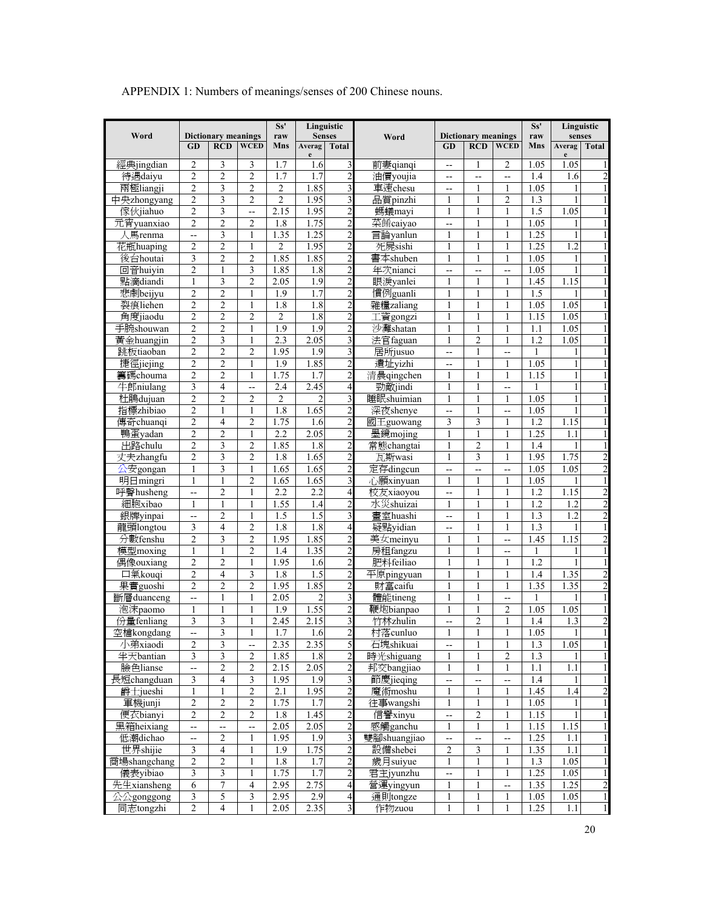APPENDIX 1: Numbers of meanings/senses of 200 Chinese nouns.

| Word | Dictionary meanings | | | Ss' raw Mns | Linguistic Senses | | Word | Dictionary meanings | | | Ss' raw Mns | Linguistic senses | |
|---|---|---|---|---|---|---|---|---|---|---|---|---|---|
| | GD | RCD | WCED | | Average | Total | | GD | RCD | WCED | | Average | Total |
| 經典jingdian | 2 | 3 | 3 | 1.7 | 1.6 | 3 | 前妻qianqi | -- | 1 | 2 | 1.05 | 1.05 | 1 |
| 待遇daiyu | 2 | 2 | 2 | 1.7 | 1.7 | 2 | 油價youjia | -- | -- | -- | 1.4 | 1.6 | 2 |
| 兩極liangji | 2 | 3 | 2 | 2 | 1.85 | 3 | 車速chesu | -- | 1 | 1 | 1.05 | 1 | 1 |
| 中央zhongyang | 2 | 3 | 2 | 2 | 1.95 | 3 | 品質pinzhi | 1 | 1 | 2 | 1.3 | 1 | 1 |
| 傢伙jiahuo | 2 | 3 | -- | 2.15 | 1.95 | 2 | 螞蟻mayi | 1 | 1 | 1 | 1.5 | 1.05 | 1 |
| 元宵yuanxiao | 2 | 2 | 2 | 1.8 | 1.75 | 2 | 菜餚caiyao | -- | 1 | 1 | 1.05 | 1 | 1 |
| 人馬renma | -- | 3 | 1 | 1.35 | 1.25 | 2 | 言論yanlun | 1 | 1 | 1 | 1.25 | 1 | 1 |
| 花瓶huaping | 2 | 2 | 1 | 2 | 1.95 | 2 | 死屍sishi | 1 | 1 | 1 | 1.25 | 1.2 | 1 |
| 後台houtai | 3 | 2 | 2 | 1.85 | 1.85 | 2 | 書本shuben | 1 | 1 | 1 | 1.05 | 1 | 1 |
| 回音huiyin | 2 | 1 | 3 | 1.85 | 1.8 | 2 | 年次nianci | -- | -- | -- | 1.05 | 1 | 1 |
| 點滴diandi | 1 | 3 | 2 | 2.05 | 1.9 | 2 | 眼淚yanlei | 1 | 1 | 1 | 1.45 | 1.15 | 1 |
| 悲劇beijyu | 2 | 2 | 1 | 1.9 | 1.7 | 2 | 慣例guanli | 1 | 1 | 1 | 1.5 | 1 | 1 |
| 裂痕liehen | 2 | 2 | 1 | 1.8 | 1.8 | 2 | 雜糧zaliang | 1 | 1 | 1 | 1.05 | 1.05 | 1 |
| 角度jiaodu | 2 | 2 | 2 | 2 | 1.8 | 2 | 工資gongzi | 1 | 1 | 1 | 1.15 | 1.05 | 1 |
| 手腕shouwan | 2 | 2 | 1 | 1.9 | 1.9 | 2 | 沙灘shatan | 1 | 1 | 1 | 1.1 | 1.05 | 1 |
| 黃金huangjin | 2 | 3 | 1 | 2.3 | 2.05 | 3 | 法官faguan | 1 | 2 | 1 | 1.2 | 1.05 | 1 |
| 跳板tiaoban | 2 | 2 | 2 | 1.95 | 1.9 | 3 | 居所jusuo | -- | 1 | -- | 1 | 1 | 1 |
| 捷徑jiejing | 2 | 2 | 1 | 1.9 | 1.85 | 2 | 遺址yizhi | -- | 1 | 1 | 1.05 | 1 | 1 |
| 籌碼chouma | 2 | 2 | 1 | 1.75 | 1.7 | 2 | 清晨qingchen | 1 | 1 | 1 | 1.15 | 1 | 1 |
| 牛郎niulang | 3 | 4 | -- | 2.4 | 2.45 | 4 | 勁敵jindi | 1 | 1 | -- | 1 | 1 | 1 |
| 杜鵑dujuan | 2 | 2 | 2 | 2 | 2 | 3 | 睡眠shuimian | 1 | 1 | 1 | 1.05 | 1 | 1 |
| 指標zhibiao | 2 | 1 | 1 | 1.8 | 1.65 | 2 | 深夜shenye | -- | 1 | -- | 1.05 | 1 | 1 |
| 傳奇chuanqi | 2 | 4 | 2 | 1.75 | 1.6 | 2 | 國王guowang | 3 | 3 | 1 | 1.2 | 1.15 | 1 |
| 鴨蛋yadan | 2 | 2 | 1 | 2.2 | 2.05 | 2 | 墨鏡mojing | 1 | 1 | 1 | 1.25 | 1.1 | 1 |
| 出路chulu | 2 | 3 | 2 | 1.85 | 1.8 | 2 | 常態changtai | 1 | 2 | 1 | 1.4 | 1 | 1 |
| 丈夫zhangfu | 2 | 3 | 2 | 1.8 | 1.65 | 2 | 瓦斯wasi | 1 | 3 | 1 | 1.95 | 1.75 | 2 |
| 公安gongan | 1 | 3 | 1 | 1.65 | 1.65 | 2 | 定存dingcun | -- | -- | -- | 1.05 | 1.05 | 2 |
| 明日mingri | 1 | 1 | 2 | 1.65 | 1.65 | 3 | 心願xinyuan | 1 | 1 | 1 | 1.05 | 1 | 1 |
| 呼聲husheng | -- | 2 | 1 | 2.2 | 2.2 | 4 | 校友xiaoyou | -- | 1 | 1 | 1.2 | 1.15 | 2 |
| 細胞xibao | 1 | 1 | 1 | 1.55 | 1.4 | 2 | 水災shuizai | 1 | 1 | 1 | 1.2 | 1.2 | 2 |
| 銀牌yinpai | -- | 2 | 1 | 1.5 | 1.5 | 3 | 畫室huashi | -- | 1 | 1 | 1.3 | 1.2 | 2 |
| 龍頭longtou | 3 | 4 | 2 | 1.8 | 1.8 | 4 | 疑點yidian | -- | 1 | 1 | 1.3 | 1 | 1 |
| 分數fenshu | 2 | 3 | 2 | 1.95 | 1.85 | 2 | 美女meinyu | 1 | 1 | -- | 1.45 | 1.15 | 2 |
| 模型moxing | 1 | 1 | 2 | 1.4 | 1.35 | 2 | 房租fangzu | 1 | 1 | -- | 1 | 1 | 1 |
| 偶像ouxiang | 2 | 2 | 1 | 1.95 | 1.6 | 2 | 肥料feiliao | 1 | 1 | 1 | 1.2 | 1 | 1 |
| 口氣kouqi | 2 | 4 | 3 | 1.8 | 1.5 | 2 | 平原pingyuan | 1 | 1 | 1 | 1.4 | 1.35 | 2 |
| 果實guoshi | 2 | 2 | 2 | 1.95 | 1.85 | 2 | 財富caifu | 1 | 1 | 1 | 1.35 | 1.35 | 2 |
| 斷層duanceng | -- | 1 | 1 | 2.05 | 2 | 3 | 體能tineng | 1 | 1 | -- | 1 | 1 | 1 |
| 泡沫paomo | 1 | 1 | 1 | 1.9 | 1.55 | 2 | 鞭炮bianpao | 1 | 1 | 2 | 1.05 | 1.05 | 1 |
| 份量fenliang | 3 | 3 | 1 | 2.45 | 2.15 | 3 | 竹林zhulin | -- | 2 | 1 | 1.4 | 1.3 | 2 |
| 空檔kongdang | -- | 3 | 1 | 1.7 | 1.6 | 2 | 村落cunluo | 1 | 1 | 1 | 1.05 | 1 | 1 |
| 小弟xiaodi | 2 | 3 | -- | 2.35 | 2.35 | 5 | 石塊shikuai | -- | 1 | 1 | 1.3 | 1.05 | 1 |
| 半天bantian | 3 | 3 | 2 | 1.85 | 1.8 | 2 | 時光shiguang | 1 | 1 | 2 | 1.3 | 1 | 1 |
| 臉色lianse | -- | 2 | 2 | 2.15 | 2.05 | 2 | 邦交bangjiao | 1 | 1 | 1 | 1.1 | 1.1 | 1 |
| 長短changduan | 3 | 4 | 3 | 1.95 | 1.9 | 3 | 節慶jieqing | -- | -- | -- | 1.4 | 1 | 1 |
| 爵士jueshi | 1 | 1 | 2 | 2.1 | 1.95 | 2 | 魔術moshu | 1 | 1 | 1 | 1.45 | 1.4 | 2 |
| 軍機junji | 2 | 2 | 2 | 1.75 | 1.7 | 2 | 往事wangshi | 1 | 1 | 1 | 1.05 | 1 | 1 |
| 便衣bianyi | 2 | 2 | 2 | 1.8 | 1.45 | 2 | 信譽xinyu | -- | 2 | 1 | 1.15 | 1 | 1 |
| 黑箱heixiang | -- | -- | -- | 2.05 | 2.05 | 2 | 感觸ganchu | 1 | 1 | 1 | 1.15 | 1.15 | 1 |
| 低潮dichao | -- | 2 | 1 | 1.95 | 1.9 | 3 | 雙腳shuangjiao | -- | -- | -- | 1.25 | 1.1 | 1 |
| 世界shijie | 3 | 4 | 1 | 1.9 | 1.75 | 2 | 設備shebei | 2 | 3 | 1 | 1.35 | 1.1 | 1 |
| 商場shangchang | 2 | 2 | 1 | 1.8 | 1.7 | 2 | 歲月suiyue | 1 | 1 | 1 | 1.3 | 1.05 | 1 |
| 儀表yibiao | 3 | 3 | 1 | 1.75 | 1.7 | 2 | 君主jyunzhu | -- | 1 | 1 | 1.25 | 1.05 | 1 |
| 先生xiansheng | 6 | 7 | 4 | 2.95 | 2.75 | 4 | 營運yingyun | 1 | 1 | -- | 1.35 | 1.25 | 2 |
| 公公gonggong | 3 | 5 | 3 | 2.95 | 2.9 | 4 | 通則tongze | 1 | 1 | 1 | 1.05 | 1.05 | 1 |
| 同志tongzhi | 2 | 4 | 1 | 2.05 | 2.35 | 3 | 作物zuou | 1 | 1 | 1 | 1.25 | 1.1 | 1 |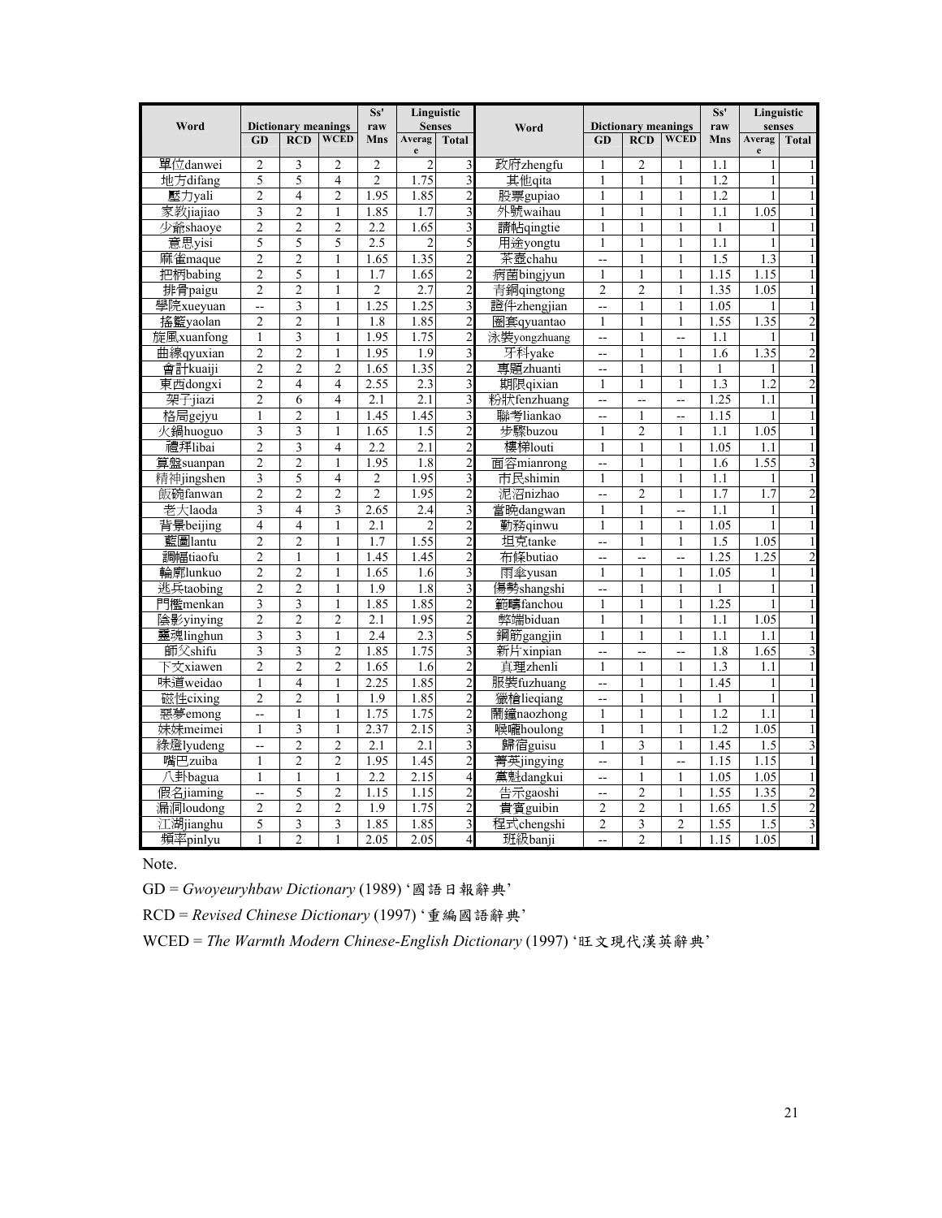| Word | Dictionary meanings | | | Ss' raw | Linguistic Senses | | Word | Dictionary meanings | | | Ss' raw | Linguistic senses | |
|---|---|---|---|---|---|---|---|---|---|---|---|---|---|
| | GD | RCD | WCED | Mns | Average | Total | | GD | RCD | WCED | Mns | Average | Total |
| 單位danwei | 2 | 3 | 2 | 2 | 2 | 3 | 政府zhengfu | 1 | 2 | 1 | 1.1 | 1 | 1 |
| 地方difang | 5 | 5 | 4 | 2 | 1.75 | 3 | 其他qita | 1 | 1 | 1 | 1.2 | 1 | 1 |
| 壓力yali | 2 | 4 | 2 | 1.95 | 1.85 | 2 | 股票gupiao | 1 | 1 | 1 | 1.2 | 1 | 1 |
| 家教jiajiao | 3 | 2 | 1 | 1.85 | 1.7 | 3 | 外號waihau | 1 | 1 | 1 | 1.1 | 1.05 | 1 |
| 少爺shaoye | 2 | 2 | 2 | 2.2 | 1.65 | 3 | 請帖qingtie | 1 | 1 | 1 | 1 | 1 | 1 |
| 意思yisi | 5 | 5 | 5 | 2.5 | 2 | 5 | 用途yongtu | 1 | 1 | 1 | 1.1 | 1 | 1 |
| 麻雀maque | 2 | 2 | 1 | 1.65 | 1.35 | 2 | 茶壺chahu | -- | 1 | 1 | 1.5 | 1.3 | 1 |
| 把柄babing | 2 | 5 | 1 | 1.7 | 1.65 | 2 | 病菌bingjyun | 1 | 1 | 1 | 1.15 | 1.15 | 1 |
| 排骨paigu | 2 | 2 | 1 | 2 | 2.7 | 2 | 青銅qingtong | 2 | 2 | 1 | 1.35 | 1.05 | 1 |
| 學院xueyuan | -- | 3 | 1 | 1.25 | 1.25 | 3 | 證件zhengjian | -- | 1 | 1 | 1.05 | 1 | 1 |
| 搖籃yaolan | 2 | 2 | 1 | 1.8 | 1.85 | 2 | 圈套qyuantao | 1 | 1 | 1 | 1.55 | 1.35 | 2 |
| 旋風xuanfong | 1 | 3 | 1 | 1.95 | 1.75 | 2 | 泳裝yongzhuang | -- | 1 | -- | 1.1 | 1 | 1 |
| 曲線qyuxian | 2 | 2 | 1 | 1.95 | 1.9 | 3 | 牙科yake | -- | 1 | 1 | 1.6 | 1.35 | 2 |
| 會計kuaiji | 2 | 2 | 2 | 1.65 | 1.35 | 2 | 專題zhuanti | -- | 1 | 1 | 1 | 1 | 1 |
| 東西dongxi | 2 | 4 | 4 | 2.55 | 2.3 | 3 | 期限qixian | 1 | 1 | 1 | 1.3 | 1.2 | 2 |
| 架子jiazi | 2 | 6 | 4 | 2.1 | 2.1 | 3 | 粉狀fenzhuang | -- | -- | -- | 1.25 | 1.1 | 1 |
| 格局gejyu | 1 | 2 | 1 | 1.45 | 1.45 | 3 | 聯考liankao | -- | 1 | -- | 1.15 | 1 | 1 |
| 火鍋huoguo | 3 | 3 | 1 | 1.65 | 1.5 | 2 | 步驟buzou | 1 | 2 | 1 | 1.1 | 1.05 | 1 |
| 禮拜libai | 2 | 3 | 4 | 2.2 | 2.1 | 2 | 樓梯louti | 1 | 1 | 1 | 1.05 | 1.1 | 1 |
| 算盤suanpan | 2 | 2 | 1 | 1.95 | 1.8 | 2 | 面容mianrong | -- | 1 | 1 | 1.6 | 1.55 | 3 |
| 精神jingshen | 3 | 5 | 4 | 2 | 1.95 | 3 | 市民shimin | 1 | 1 | 1 | 1.1 | 1 | 1 |
| 飯碗fanwan | 2 | 2 | 2 | 2 | 1.95 | 2 | 泥沼nizhao | -- | 2 | 1 | 1.7 | 1.7 | 2 |
| 老大laoda | 3 | 4 | 3 | 2.65 | 2.4 | 3 | 當晚dangwan | 1 | 1 | -- | 1.1 | 1 | 1 |
| 背景beijing | 4 | 4 | 1 | 2.1 | 2 | 2 | 勤務qinwu | 1 | 1 | 1 | 1.05 | 1 | 1 |
| 藍圖lantu | 2 | 2 | 1 | 1.7 | 1.55 | 2 | 坦克tanke | -- | 1 | 1 | 1.5 | 1.05 | 1 |
| 調幅tiaofu | 2 | 1 | 1 | 1.45 | 1.45 | 2 | 布條butiao | -- | -- | -- | 1.25 | 1.25 | 2 |
| 輪廓lunkuo | 2 | 2 | 1 | 1.65 | 1.6 | 3 | 雨傘yusan | 1 | 1 | 1 | 1.05 | 1 | 1 |
| 逃兵taobing | 2 | 2 | 1 | 1.9 | 1.8 | 3 | 傷勢shangshi | -- | 1 | 1 | 1 | 1 | 1 |
| 門檻menkan | 3 | 3 | 1 | 1.85 | 1.85 | 2 | 範疇fanchou | 1 | 1 | 1 | 1.25 | 1 | 1 |
| 陰影yinying | 2 | 2 | 2 | 2.1 | 1.95 | 2 | 弊端biduan | 1 | 1 | 1 | 1.1 | 1.05 | 1 |
| 靈魂linghun | 3 | 3 | 1 | 2.4 | 2.3 | 5 | 鋼筋gangjin | 1 | 1 | 1 | 1.1 | 1.1 | 1 |
| 師父shifu | 3 | 3 | 2 | 1.85 | 1.75 | 3 | 新片xinpian | -- | -- | -- | 1.8 | 1.65 | 3 |
| 下文xiawen | 2 | 2 | 2 | 1.65 | 1.6 | 2 | 真理zhenli | 1 | 1 | 1 | 1.3 | 1.1 | 1 |
| 味道weidao | 1 | 4 | 1 | 2.25 | 1.85 | 2 | 服裝fuzhuang | -- | 1 | 1 | 1.45 | 1 | 1 |
| 磁性cixing | 2 | 2 | 1 | 1.9 | 1.85 | 2 | 獵槍lieqiang | -- | 1 | 1 | 1 | 1 | 1 |
| 惡夢emong | -- | 1 | 1 | 1.75 | 1.75 | 2 | 鬧鐘naozhong | 1 | 1 | 1 | 1.2 | 1.1 | 1 |
| 妹妹meimei | 1 | 3 | 1 | 2.37 | 2.15 | 3 | 喉嚨houlong | 1 | 1 | 1 | 1.2 | 1.05 | 1 |
| 綠燈lyudeng | -- | 2 | 2 | 2.1 | 2.1 | 3 | 歸宿guisu | 1 | 3 | 1 | 1.45 | 1.5 | 3 |
| 嘴巴zuiba | 1 | 2 | 2 | 1.95 | 1.45 | 2 | 菁英jingying | -- | 1 | -- | 1.15 | 1.15 | 1 |
| 八卦bagua | 1 | 1 | 1 | 2.2 | 2.15 | 4 | 黨魁dangkui | -- | 1 | 1 | 1.05 | 1.05 | 1 |
| 假名jiaming | -- | 5 | 2 | 1.15 | 1.15 | 2 | 告示gaoshi | -- | 2 | 1 | 1.55 | 1.35 | 2 |
| 漏洞loudong | 2 | 2 | 2 | 1.9 | 1.75 | 2 | 貴賓guibin | 2 | 2 | 1 | 1.65 | 1.5 | 2 |
| 江湖jianghu | 5 | 3 | 3 | 1.85 | 1.85 | 3 | 程式chengshi | 2 | 3 | 2 | 1.55 | 1.5 | 3 |
| 頻率pinlyu | 1 | 2 | 1 | 2.05 | 2.05 | 4 | 班級banji | -- | 2 | 1 | 1.15 | 1.05 | 1 |

Note.

GD = *Gwoyeuryhbaw Dictionary* (1989) '國語日報辭典'

RCD = *Revised Chinese Dictionary* (1997) '重編國語辭典'

WCED = *The Warmth Modern Chinese-English Dictionary* (1997) '旺文現代漢英辭典'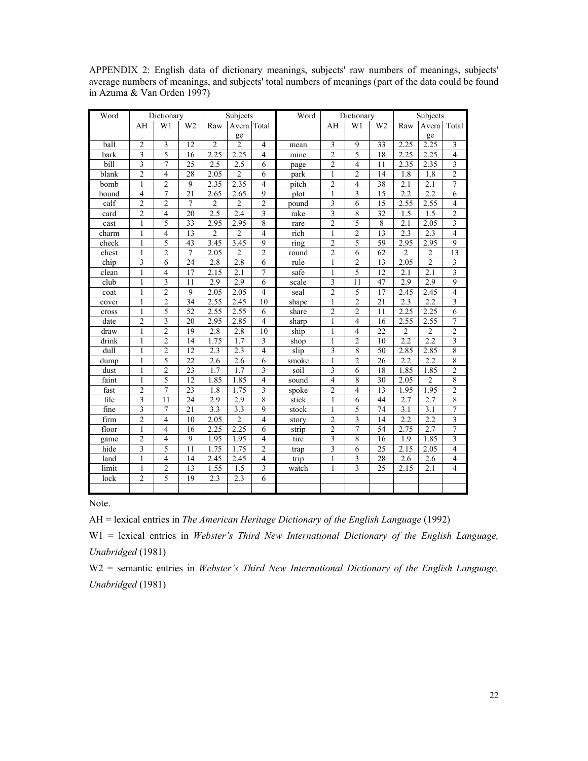APPENDIX 2: English data of dictionary meanings, subjects' raw numbers of meanings, subjects' average numbers of meanings, and subjects' total numbers of meanings (part of the data could be found in Azuma & Van Orden 1997)

| Word | Dictionary | | | Subjects | | | Word | Dictionary | | | Subjects | | |
|---|---|---|---|---|---|---|---|---|---|---|---|---|---|
| | AH | W1 | W2 | Raw | Average | Total | | AH | W1 | W2 | Raw | Average | Total |
| ball | 2 | 3 | 12 | 2 | 2 | 4 | mean | 3 | 9 | 33 | 2.25 | 2.25 | 3 |
| bark | 3 | 5 | 16 | 2.25 | 2.25 | 4 | mine | 2 | 5 | 18 | 2.25 | 2.25 | 4 |
| bill | 3 | 7 | 25 | 2.5 | 2.5 | 6 | page | 2 | 4 | 11 | 2.35 | 2.35 | 3 |
| blank | 2 | 4 | 28 | 2.05 | 2 | 6 | park | 1 | 2 | 14 | 1.8 | 1.8 | 2 |
| bomb | 1 | 2 | 9 | 2.35 | 2.35 | 4 | pitch | 2 | 4 | 38 | 2.1 | 2.1 | 7 |
| bound | 4 | 7 | 21 | 2.65 | 2.65 | 9 | plot | 1 | 3 | 15 | 2.2 | 2.2 | 6 |
| calf | 2 | 2 | 7 | 2 | 2 | 2 | pound | 3 | 6 | 15 | 2.55 | 2.55 | 4 |
| card | 2 | 4 | 20 | 2.5 | 2.4 | 3 | rake | 3 | 8 | 32 | 1.5 | 1.5 | 2 |
| cast | 1 | 5 | 33 | 2.95 | 2.95 | 8 | rare | 2 | 5 | 8 | 2.1 | 2.05 | 3 |
| charm | 1 | 4 | 13 | 2 | 2 | 4 | rich | 1 | 2 | 13 | 2.3 | 2.3 | 4 |
| check | 1 | 5 | 43 | 3.45 | 3.45 | 9 | ring | 2 | 5 | 59 | 2.95 | 2.95 | 9 |
| chest | 1 | 2 | 7 | 2.05 | 2 | 2 | round | 2 | 6 | 62 | 2 | 2 | 13 |
| chip | 3 | 6 | 24 | 2.8 | 2.8 | 6 | rule | 1 | 2 | 13 | 2.05 | 2 | 3 |
| clean | 1 | 4 | 17 | 2.15 | 2.1 | 7 | safe | 1 | 5 | 12 | 2.1 | 2.1 | 3 |
| club | 1 | 3 | 11 | 2.9 | 2.9 | 6 | scale | 3 | 11 | 47 | 2.9 | 2.9 | 9 |
| coat | 1 | 2 | 9 | 2.05 | 2.05 | 4 | seal | 2 | 5 | 17 | 2.45 | 2.45 | 4 |
| cover | 1 | 2 | 34 | 2.55 | 2.45 | 10 | shape | 1 | 2 | 21 | 2.3 | 2.2 | 3 |
| cross | 1 | 5 | 52 | 2.55 | 2.55 | 6 | share | 2 | 2 | 11 | 2.25 | 2.25 | 6 |
| date | 2 | 3 | 20 | 2.95 | 2.85 | 4 | sharp | 1 | 4 | 16 | 2.55 | 2.55 | 7 |
| draw | 1 | 2 | 19 | 2.8 | 2.8 | 10 | ship | 1 | 4 | 22 | 2 | 2 | 2 |
| drink | 1 | 2 | 14 | 1.75 | 1.7 | 3 | shop | 1 | 2 | 10 | 2.2 | 2.2 | 3 |
| dull | 1 | 2 | 12 | 2.3 | 2.3 | 4 | slip | 3 | 8 | 50 | 2.85 | 2.85 | 8 |
| dump | 1 | 5 | 22 | 2.6 | 2.6 | 6 | smoke | 1 | 2 | 26 | 2.2 | 2.2 | 8 |
| dust | 1 | 2 | 23 | 1.7 | 1.7 | 3 | soil | 3 | 6 | 18 | 1.85 | 1.85 | 2 |
| faint | 1 | 5 | 12 | 1.85 | 1.85 | 4 | sound | 4 | 8 | 30 | 2.05 | 2 | 8 |
| fast | 2 | 7 | 23 | 1.8 | 1.75 | 3 | spoke | 2 | 4 | 13 | 1.95 | 1.95 | 2 |
| file | 3 | 11 | 24 | 2.9 | 2.9 | 8 | stick | 1 | 6 | 44 | 2.7 | 2.7 | 8 |
| fine | 3 | 7 | 21 | 3.3 | 3.3 | 9 | stock | 1 | 5 | 74 | 3.1 | 3.1 | 7 |
| firm | 2 | 4 | 10 | 2.05 | 2 | 4 | story | 2 | 3 | 14 | 2.2 | 2.2 | 3 |
| floor | 1 | 4 | 16 | 2.25 | 2.25 | 6 | strip | 2 | 7 | 54 | 2.75 | 2.7 | 7 |
| game | 2 | 4 | 9 | 1.95 | 1.95 | 4 | tire | 3 | 8 | 16 | 1.9 | 1.85 | 3 |
| hide | 3 | 5 | 11 | 1.75 | 1.75 | 2 | trap | 3 | 6 | 25 | 2.15 | 2.05 | 4 |
| land | 1 | 4 | 14 | 2.45 | 2.45 | 4 | trip | 1 | 3 | 28 | 2.6 | 2.6 | 4 |
| limit | 1 | 2 | 13 | 1.55 | 1.5 | 3 | watch | 1 | 3 | 25 | 2.15 | 2.1 | 4 |
| lock | 2 | 5 | 19 | 2.3 | 2.3 | 6 | | | | | | | |

Note.

AH = lexical entries in *The American Heritage Dictionary of the English Language* (1992)

W1 = lexical entries in *Webster's Third New International Dictionary of the English Language, Unabridged* (1981)

W2 = semantic entries in *Webster's Third New International Dictionary of the English Language, Unabridged* (1981)